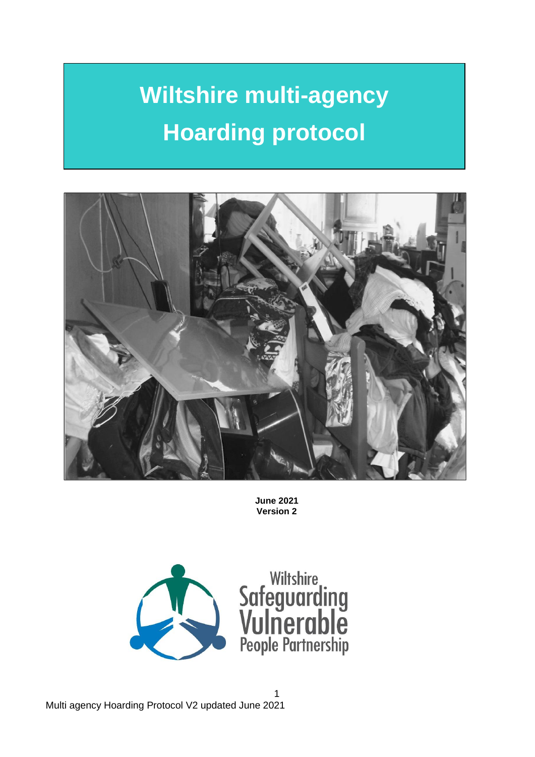# Wiltshire multi-agency Hoarding protocol

**June 2021**
**Version 2**

Wiltshire Safeguarding Vulnerable People Partnership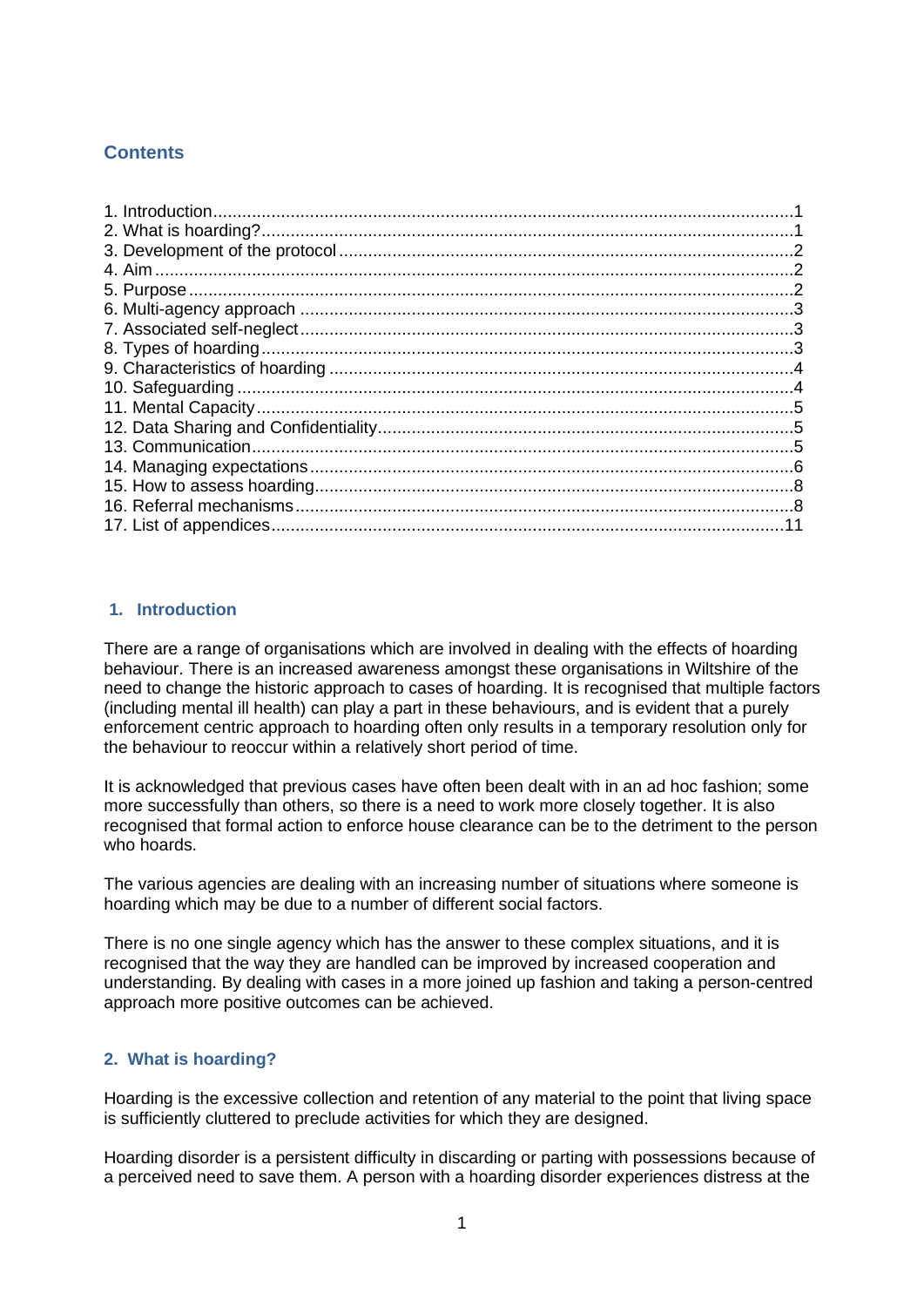## Contents

1. Introduction........................................................................................................................1
2. What is hoarding?..............................................................................................................1
3. Development of the protocol..............................................................................................2
4. Aim.....................................................................................................................................2
5. Purpose..............................................................................................................................2
6. Multi-agency approach.......................................................................................................3
7. Associated self-neglect......................................................................................................3
8. Types of hoarding...............................................................................................................3
9. Characteristics of hoarding................................................................................................4
10. Safeguarding....................................................................................................................4
11. Mental Capacity................................................................................................................5
12. Data Sharing and Confidentiality.......................................................................................5
13. Communication.................................................................................................................5
14. Managing expectations.....................................................................................................6
15. How to assess hoarding....................................................................................................8
16. Referral mechanisms........................................................................................................8
17. List of appendices...........................................................................................................11

## 1. Introduction

There are a range of organisations which are involved in dealing with the effects of hoarding behaviour. There is an increased awareness amongst these organisations in Wiltshire of the need to change the historic approach to cases of hoarding. It is recognised that multiple factors (including mental ill health) can play a part in these behaviours, and is evident that a purely enforcement centric approach to hoarding often only results in a temporary resolution only for the behaviour to reoccur within a relatively short period of time.

It is acknowledged that previous cases have often been dealt with in an ad hoc fashion; some more successfully than others, so there is a need to work more closely together. It is also recognised that formal action to enforce house clearance can be to the detriment to the person who hoards.

The various agencies are dealing with an increasing number of situations where someone is hoarding which may be due to a number of different social factors.

There is no one single agency which has the answer to these complex situations, and it is recognised that the way they are handled can be improved by increased cooperation and understanding. By dealing with cases in a more joined up fashion and taking a person-centred approach more positive outcomes can be achieved.

## 2. What is hoarding?

Hoarding is the excessive collection and retention of any material to the point that living space is sufficiently cluttered to preclude activities for which they are designed.

Hoarding disorder is a persistent difficulty in discarding or parting with possessions because of a perceived need to save them. A person with a hoarding disorder experiences distress at the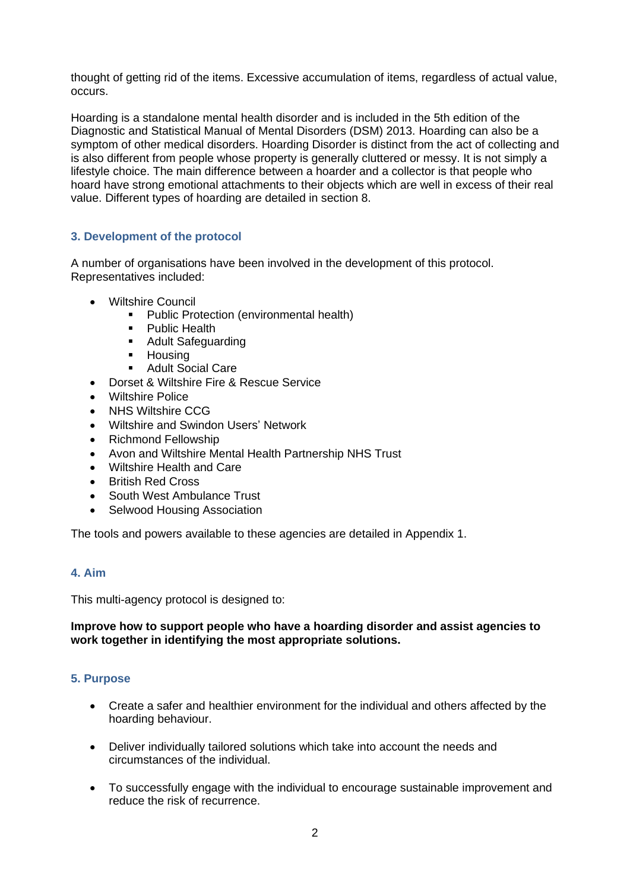thought of getting rid of the items. Excessive accumulation of items, regardless of actual value, occurs.

Hoarding is a standalone mental health disorder and is included in the 5th edition of the Diagnostic and Statistical Manual of Mental Disorders (DSM) 2013. Hoarding can also be a symptom of other medical disorders. Hoarding Disorder is distinct from the act of collecting and is also different from people whose property is generally cluttered or messy. It is not simply a lifestyle choice. The main difference between a hoarder and a collector is that people who hoard have strong emotional attachments to their objects which are well in excess of their real value. Different types of hoarding are detailed in section 8.

## 3. Development of the protocol

A number of organisations have been involved in the development of this protocol. Representatives included:

- Wiltshire Council
  - Public Protection (environmental health)
  - Public Health
  - Adult Safeguarding
  - Housing
  - Adult Social Care
- Dorset & Wiltshire Fire & Rescue Service
- Wiltshire Police
- NHS Wiltshire CCG
- Wiltshire and Swindon Users' Network
- Richmond Fellowship
- Avon and Wiltshire Mental Health Partnership NHS Trust
- Wiltshire Health and Care
- British Red Cross
- South West Ambulance Trust
- Selwood Housing Association

The tools and powers available to these agencies are detailed in Appendix 1.

## 4. Aim

This multi-agency protocol is designed to:

**Improve how to support people who have a hoarding disorder and assist agencies to work together in identifying the most appropriate solutions.**

## 5. Purpose

- Create a safer and healthier environment for the individual and others affected by the hoarding behaviour.
- Deliver individually tailored solutions which take into account the needs and circumstances of the individual.
- To successfully engage with the individual to encourage sustainable improvement and reduce the risk of recurrence.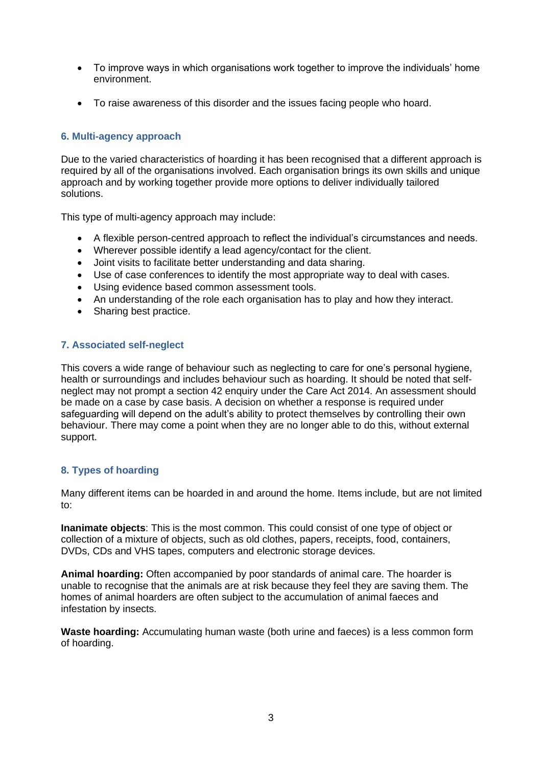- To improve ways in which organisations work together to improve the individuals' home environment.

- To raise awareness of this disorder and the issues facing people who hoard.

## 6. Multi-agency approach

Due to the varied characteristics of hoarding it has been recognised that a different approach is required by all of the organisations involved. Each organisation brings its own skills and unique approach and by working together provide more options to deliver individually tailored solutions.

This type of multi-agency approach may include:

- A flexible person-centred approach to reflect the individual's circumstances and needs.
- Wherever possible identify a lead agency/contact for the client.
- Joint visits to facilitate better understanding and data sharing.
- Use of case conferences to identify the most appropriate way to deal with cases.
- Using evidence based common assessment tools.
- An understanding of the role each organisation has to play and how they interact.
- Sharing best practice.

## 7. Associated self-neglect

This covers a wide range of behaviour such as neglecting to care for one's personal hygiene, health or surroundings and includes behaviour such as hoarding. It should be noted that self-neglect may not prompt a section 42 enquiry under the Care Act 2014. An assessment should be made on a case by case basis. A decision on whether a response is required under safeguarding will depend on the adult's ability to protect themselves by controlling their own behaviour. There may come a point when they are no longer able to do this, without external support.

## 8. Types of hoarding

Many different items can be hoarded in and around the home. Items include, but are not limited to:

**Inanimate objects**: This is the most common. This could consist of one type of object or collection of a mixture of objects, such as old clothes, papers, receipts, food, containers, DVDs, CDs and VHS tapes, computers and electronic storage devices.

**Animal hoarding:** Often accompanied by poor standards of animal care. The hoarder is unable to recognise that the animals are at risk because they feel they are saving them. The homes of animal hoarders are often subject to the accumulation of animal faeces and infestation by insects.

**Waste hoarding:** Accumulating human waste (both urine and faeces) is a less common form of hoarding.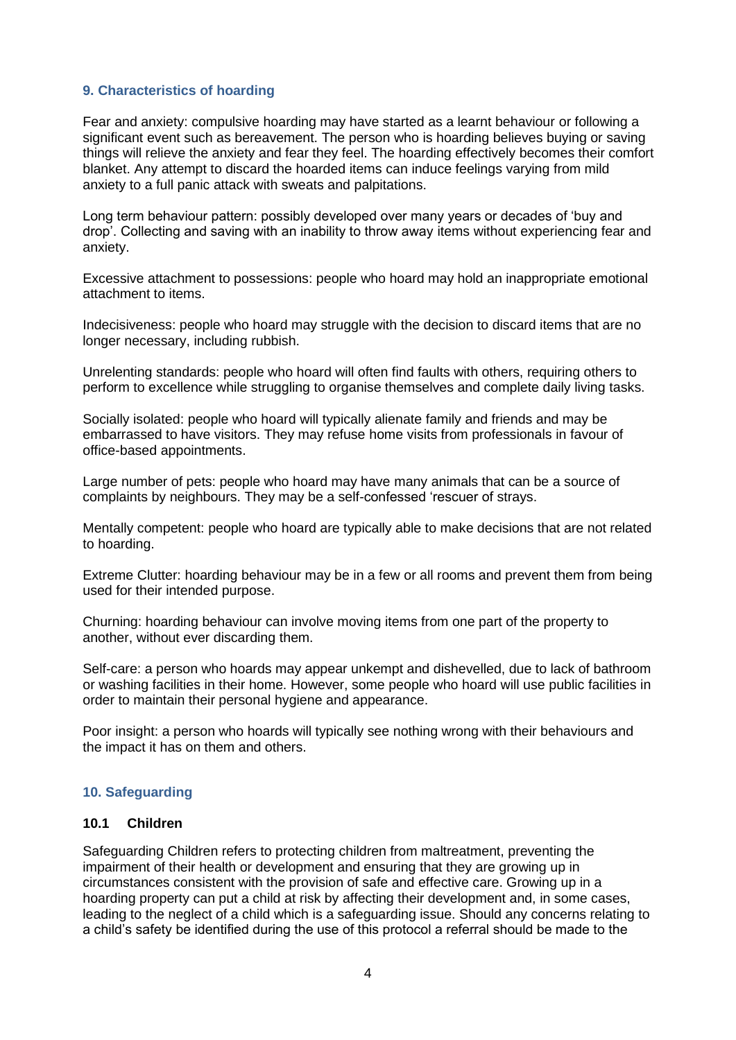## 9. Characteristics of hoarding

Fear and anxiety: compulsive hoarding may have started as a learnt behaviour or following a significant event such as bereavement. The person who is hoarding believes buying or saving things will relieve the anxiety and fear they feel. The hoarding effectively becomes their comfort blanket. Any attempt to discard the hoarded items can induce feelings varying from mild anxiety to a full panic attack with sweats and palpitations.

Long term behaviour pattern: possibly developed over many years or decades of 'buy and drop'. Collecting and saving with an inability to throw away items without experiencing fear and anxiety.

Excessive attachment to possessions: people who hoard may hold an inappropriate emotional attachment to items.

Indecisiveness: people who hoard may struggle with the decision to discard items that are no longer necessary, including rubbish.

Unrelenting standards: people who hoard will often find faults with others, requiring others to perform to excellence while struggling to organise themselves and complete daily living tasks.

Socially isolated: people who hoard will typically alienate family and friends and may be embarrassed to have visitors. They may refuse home visits from professionals in favour of office-based appointments.

Large number of pets: people who hoard may have many animals that can be a source of complaints by neighbours. They may be a self-confessed 'rescuer of strays.

Mentally competent: people who hoard are typically able to make decisions that are not related to hoarding.

Extreme Clutter: hoarding behaviour may be in a few or all rooms and prevent them from being used for their intended purpose.

Churning: hoarding behaviour can involve moving items from one part of the property to another, without ever discarding them.

Self-care: a person who hoards may appear unkempt and dishevelled, due to lack of bathroom or washing facilities in their home. However, some people who hoard will use public facilities in order to maintain their personal hygiene and appearance.

Poor insight: a person who hoards will typically see nothing wrong with their behaviours and the impact it has on them and others.

## 10. Safeguarding

### 10.1 Children

Safeguarding Children refers to protecting children from maltreatment, preventing the impairment of their health or development and ensuring that they are growing up in circumstances consistent with the provision of safe and effective care. Growing up in a hoarding property can put a child at risk by affecting their development and, in some cases, leading to the neglect of a child which is a safeguarding issue. Should any concerns relating to a child's safety be identified during the use of this protocol a referral should be made to the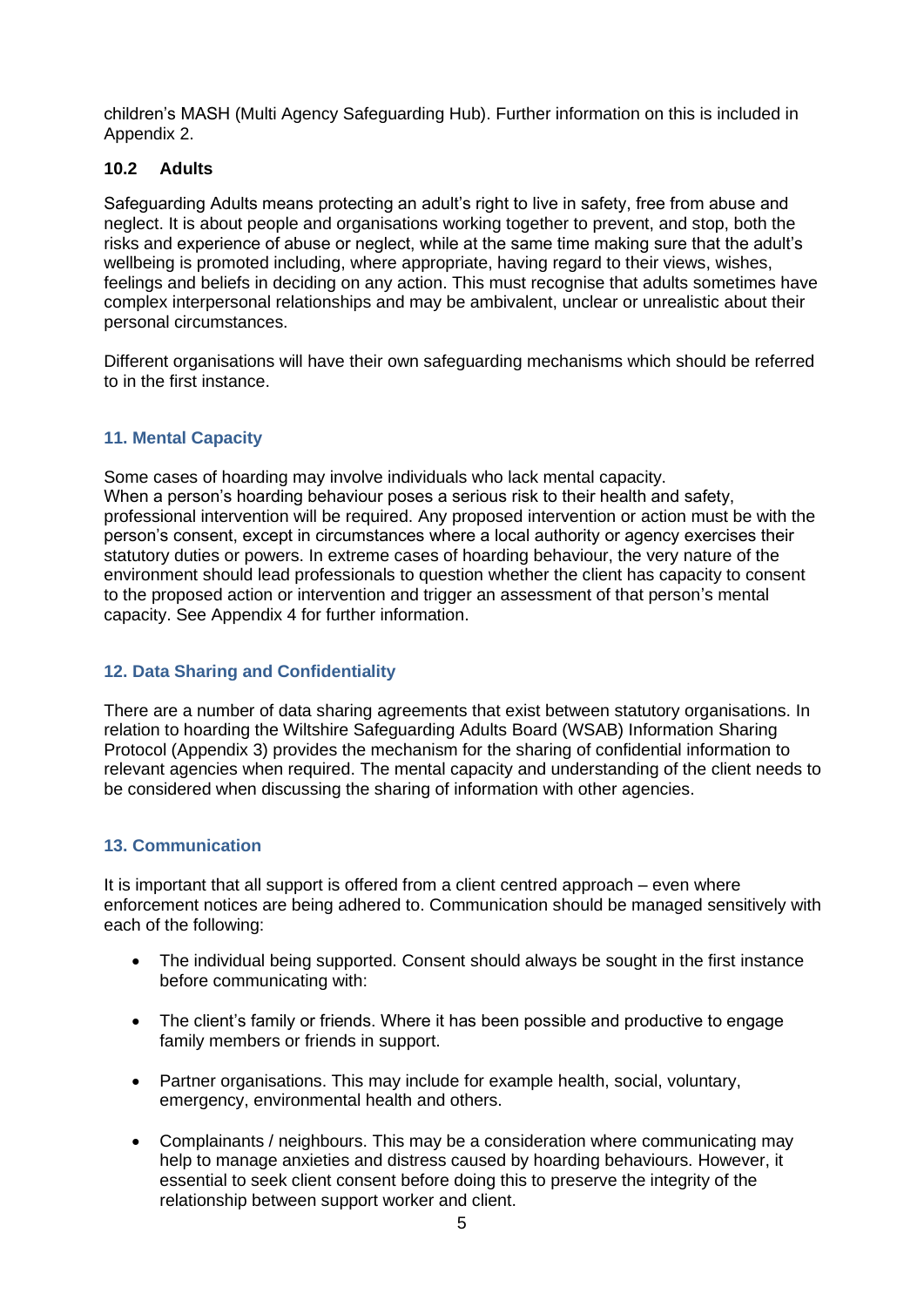children's MASH (Multi Agency Safeguarding Hub). Further information on this is included in Appendix 2.

### 10.2 Adults

Safeguarding Adults means protecting an adult's right to live in safety, free from abuse and neglect. It is about people and organisations working together to prevent, and stop, both the risks and experience of abuse or neglect, while at the same time making sure that the adult's wellbeing is promoted including, where appropriate, having regard to their views, wishes, feelings and beliefs in deciding on any action. This must recognise that adults sometimes have complex interpersonal relationships and may be ambivalent, unclear or unrealistic about their personal circumstances.

Different organisations will have their own safeguarding mechanisms which should be referred to in the first instance.

## 11. Mental Capacity

Some cases of hoarding may involve individuals who lack mental capacity.
When a person's hoarding behaviour poses a serious risk to their health and safety, professional intervention will be required. Any proposed intervention or action must be with the person's consent, except in circumstances where a local authority or agency exercises their statutory duties or powers. In extreme cases of hoarding behaviour, the very nature of the environment should lead professionals to question whether the client has capacity to consent to the proposed action or intervention and trigger an assessment of that person's mental capacity. See Appendix 4 for further information.

## 12. Data Sharing and Confidentiality

There are a number of data sharing agreements that exist between statutory organisations. In relation to hoarding the Wiltshire Safeguarding Adults Board (WSAB) Information Sharing Protocol (Appendix 3) provides the mechanism for the sharing of confidential information to relevant agencies when required. The mental capacity and understanding of the client needs to be considered when discussing the sharing of information with other agencies.

## 13. Communication

It is important that all support is offered from a client centred approach – even where enforcement notices are being adhered to. Communication should be managed sensitively with each of the following:

- The individual being supported. Consent should always be sought in the first instance before communicating with:
- The client's family or friends. Where it has been possible and productive to engage family members or friends in support.
- Partner organisations. This may include for example health, social, voluntary, emergency, environmental health and others.
- Complainants / neighbours. This may be a consideration where communicating may help to manage anxieties and distress caused by hoarding behaviours. However, it essential to seek client consent before doing this to preserve the integrity of the relationship between support worker and client.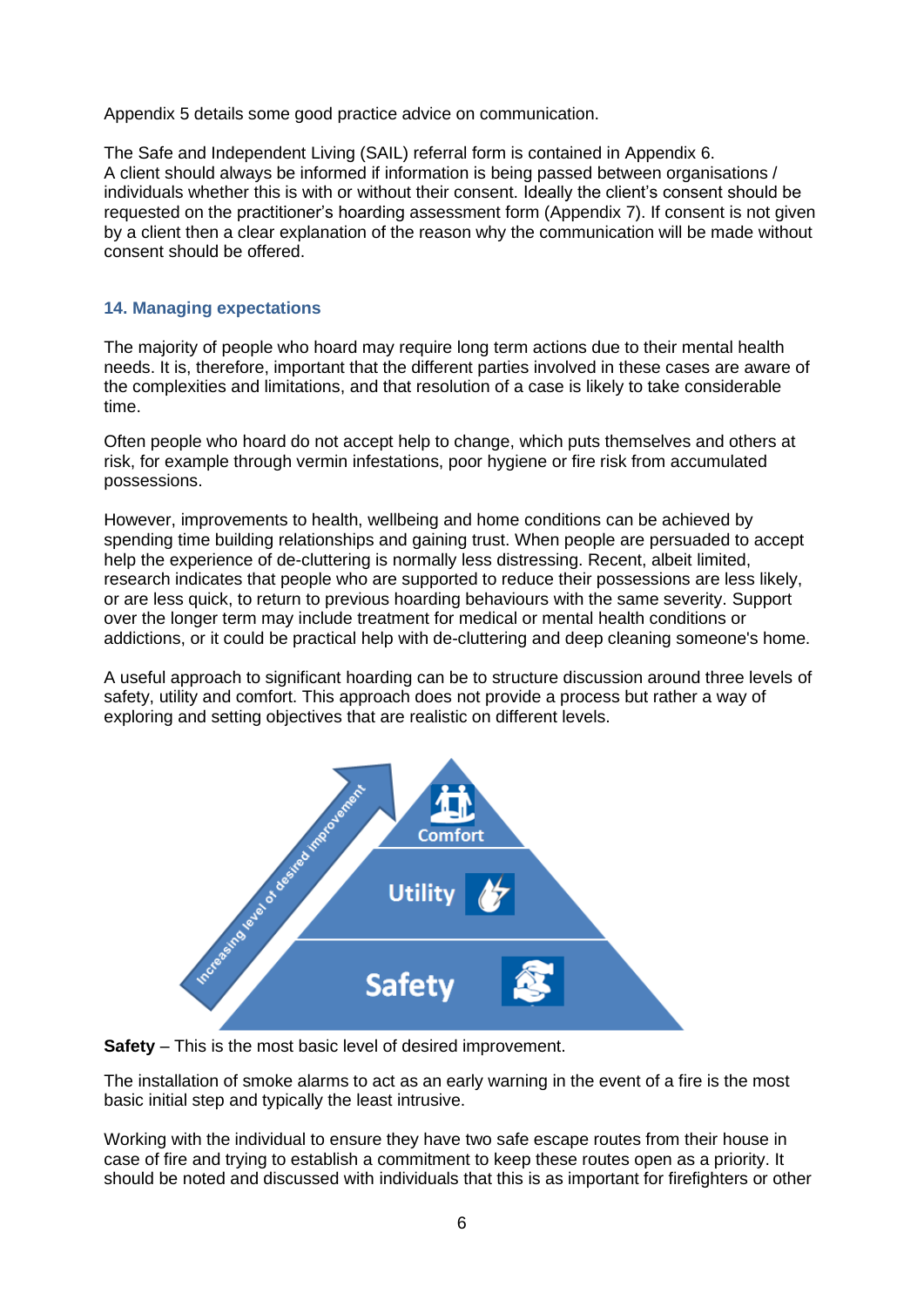Appendix 5 details some good practice advice on communication.

The Safe and Independent Living (SAIL) referral form is contained in Appendix 6.
A client should always be informed if information is being passed between organisations / individuals whether this is with or without their consent. Ideally the client's consent should be requested on the practitioner's hoarding assessment form (Appendix 7). If consent is not given by a client then a clear explanation of the reason why the communication will be made without consent should be offered.

## 14. Managing expectations

The majority of people who hoard may require long term actions due to their mental health needs. It is, therefore, important that the different parties involved in these cases are aware of the complexities and limitations, and that resolution of a case is likely to take considerable time.

Often people who hoard do not accept help to change, which puts themselves and others at risk, for example through vermin infestations, poor hygiene or fire risk from accumulated possessions.

However, improvements to health, wellbeing and home conditions can be achieved by spending time building relationships and gaining trust. When people are persuaded to accept help the experience of de-cluttering is normally less distressing. Recent, albeit limited, research indicates that people who are supported to reduce their possessions are less likely, or are less quick, to return to previous hoarding behaviours with the same severity. Support over the longer term may include treatment for medical or mental health conditions or addictions, or it could be practical help with de-cluttering and deep cleaning someone's home.

A useful approach to significant hoarding can be to structure discussion around three levels of safety, utility and comfort. This approach does not provide a process but rather a way of exploring and setting objectives that are realistic on different levels.

Increasing level of desired improvement

Comfort

Utility

Safety

**Safety** – This is the most basic level of desired improvement.

The installation of smoke alarms to act as an early warning in the event of a fire is the most basic initial step and typically the least intrusive.

Working with the individual to ensure they have two safe escape routes from their house in case of fire and trying to establish a commitment to keep these routes open as a priority. It should be noted and discussed with individuals that this is as important for firefighters or other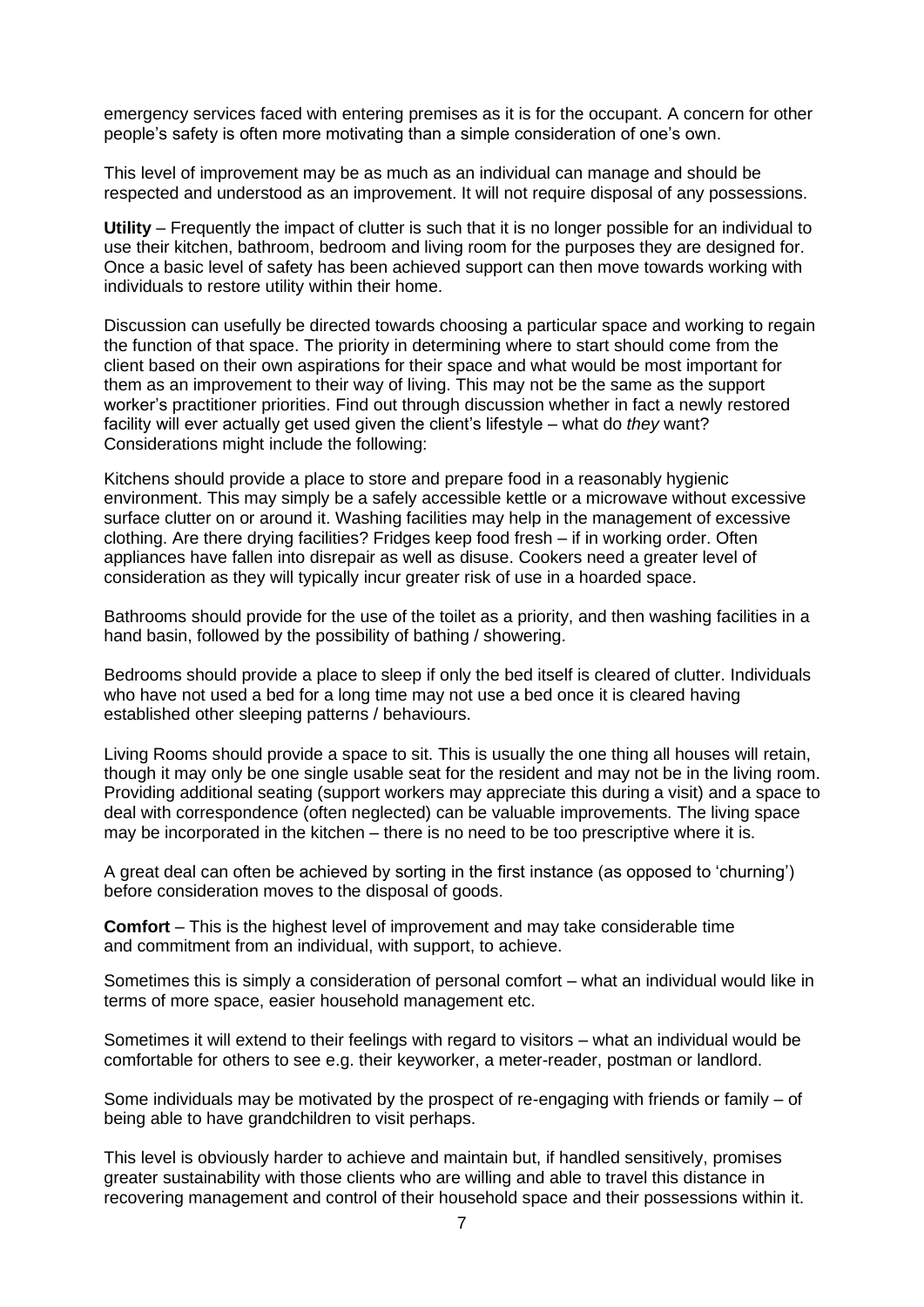emergency services faced with entering premises as it is for the occupant. A concern for other people's safety is often more motivating than a simple consideration of one's own.

This level of improvement may be as much as an individual can manage and should be respected and understood as an improvement. It will not require disposal of any possessions.

**Utility** – Frequently the impact of clutter is such that it is no longer possible for an individual to use their kitchen, bathroom, bedroom and living room for the purposes they are designed for. Once a basic level of safety has been achieved support can then move towards working with individuals to restore utility within their home.

Discussion can usefully be directed towards choosing a particular space and working to regain the function of that space. The priority in determining where to start should come from the client based on their own aspirations for their space and what would be most important for them as an improvement to their way of living. This may not be the same as the support worker's practitioner priorities. Find out through discussion whether in fact a newly restored facility will ever actually get used given the client's lifestyle – what do *they* want? Considerations might include the following:

Kitchens should provide a place to store and prepare food in a reasonably hygienic environment. This may simply be a safely accessible kettle or a microwave without excessive surface clutter on or around it. Washing facilities may help in the management of excessive clothing. Are there drying facilities? Fridges keep food fresh – if in working order. Often appliances have fallen into disrepair as well as disuse. Cookers need a greater level of consideration as they will typically incur greater risk of use in a hoarded space.

Bathrooms should provide for the use of the toilet as a priority, and then washing facilities in a hand basin, followed by the possibility of bathing / showering.

Bedrooms should provide a place to sleep if only the bed itself is cleared of clutter. Individuals who have not used a bed for a long time may not use a bed once it is cleared having established other sleeping patterns / behaviours.

Living Rooms should provide a space to sit. This is usually the one thing all houses will retain, though it may only be one single usable seat for the resident and may not be in the living room. Providing additional seating (support workers may appreciate this during a visit) and a space to deal with correspondence (often neglected) can be valuable improvements. The living space may be incorporated in the kitchen – there is no need to be too prescriptive where it is.

A great deal can often be achieved by sorting in the first instance (as opposed to 'churning') before consideration moves to the disposal of goods.

**Comfort** – This is the highest level of improvement and may take considerable time and commitment from an individual, with support, to achieve.

Sometimes this is simply a consideration of personal comfort – what an individual would like in terms of more space, easier household management etc.

Sometimes it will extend to their feelings with regard to visitors – what an individual would be comfortable for others to see e.g. their keyworker, a meter-reader, postman or landlord.

Some individuals may be motivated by the prospect of re-engaging with friends or family – of being able to have grandchildren to visit perhaps.

This level is obviously harder to achieve and maintain but, if handled sensitively, promises greater sustainability with those clients who are willing and able to travel this distance in recovering management and control of their household space and their possessions within it.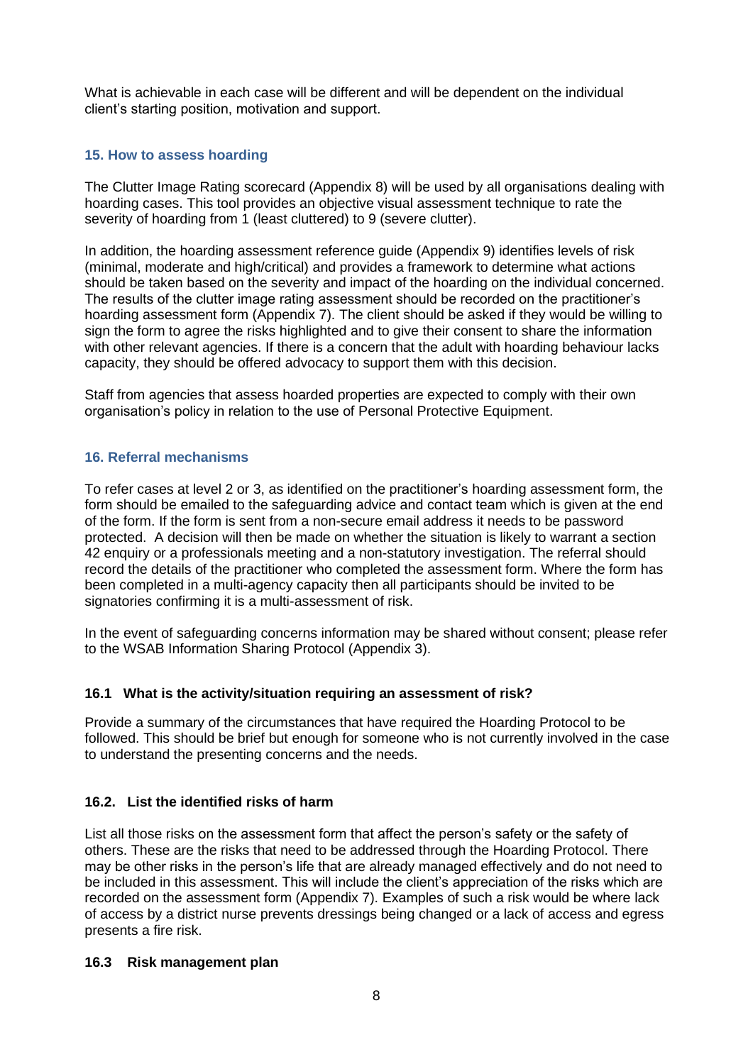What is achievable in each case will be different and will be dependent on the individual client's starting position, motivation and support.

## 15. How to assess hoarding

The Clutter Image Rating scorecard (Appendix 8) will be used by all organisations dealing with hoarding cases. This tool provides an objective visual assessment technique to rate the severity of hoarding from 1 (least cluttered) to 9 (severe clutter).

In addition, the hoarding assessment reference guide (Appendix 9) identifies levels of risk (minimal, moderate and high/critical) and provides a framework to determine what actions should be taken based on the severity and impact of the hoarding on the individual concerned. The results of the clutter image rating assessment should be recorded on the practitioner's hoarding assessment form (Appendix 7). The client should be asked if they would be willing to sign the form to agree the risks highlighted and to give their consent to share the information with other relevant agencies. If there is a concern that the adult with hoarding behaviour lacks capacity, they should be offered advocacy to support them with this decision.

Staff from agencies that assess hoarded properties are expected to comply with their own organisation's policy in relation to the use of Personal Protective Equipment.

## 16. Referral mechanisms

To refer cases at level 2 or 3, as identified on the practitioner's hoarding assessment form, the form should be emailed to the safeguarding advice and contact team which is given at the end of the form. If the form is sent from a non-secure email address it needs to be password protected. A decision will then be made on whether the situation is likely to warrant a section 42 enquiry or a professionals meeting and a non-statutory investigation. The referral should record the details of the practitioner who completed the assessment form. Where the form has been completed in a multi-agency capacity then all participants should be invited to be signatories confirming it is a multi-assessment of risk.

In the event of safeguarding concerns information may be shared without consent; please refer to the WSAB Information Sharing Protocol (Appendix 3).

### 16.1 What is the activity/situation requiring an assessment of risk?

Provide a summary of the circumstances that have required the Hoarding Protocol to be followed. This should be brief but enough for someone who is not currently involved in the case to understand the presenting concerns and the needs.

### 16.2. List the identified risks of harm

List all those risks on the assessment form that affect the person's safety or the safety of others. These are the risks that need to be addressed through the Hoarding Protocol. There may be other risks in the person's life that are already managed effectively and do not need to be included in this assessment. This will include the client's appreciation of the risks which are recorded on the assessment form (Appendix 7). Examples of such a risk would be where lack of access by a district nurse prevents dressings being changed or a lack of access and egress presents a fire risk.

### 16.3 Risk management plan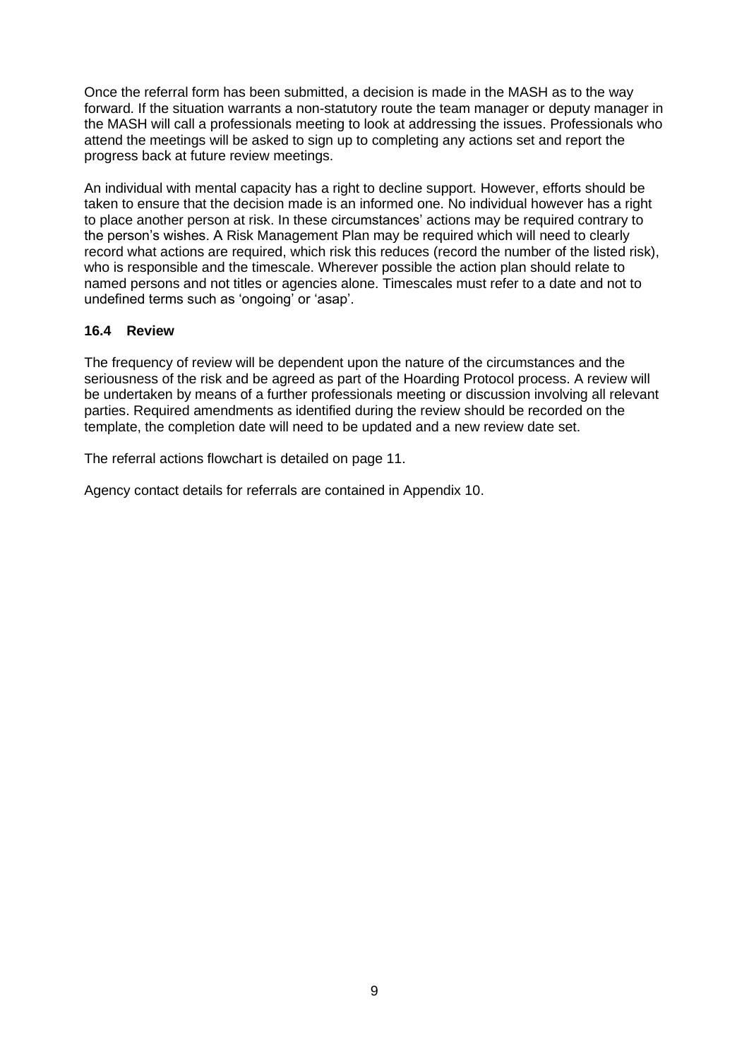Once the referral form has been submitted, a decision is made in the MASH as to the way forward. If the situation warrants a non-statutory route the team manager or deputy manager in the MASH will call a professionals meeting to look at addressing the issues. Professionals who attend the meetings will be asked to sign up to completing any actions set and report the progress back at future review meetings.

An individual with mental capacity has a right to decline support. However, efforts should be taken to ensure that the decision made is an informed one. No individual however has a right to place another person at risk. In these circumstances' actions may be required contrary to the person's wishes. A Risk Management Plan may be required which will need to clearly record what actions are required, which risk this reduces (record the number of the listed risk), who is responsible and the timescale. Wherever possible the action plan should relate to named persons and not titles or agencies alone. Timescales must refer to a date and not to undefined terms such as 'ongoing' or 'asap'.

### 16.4 Review

The frequency of review will be dependent upon the nature of the circumstances and the seriousness of the risk and be agreed as part of the Hoarding Protocol process. A review will be undertaken by means of a further professionals meeting or discussion involving all relevant parties. Required amendments as identified during the review should be recorded on the template, the completion date will need to be updated and a new review date set.

The referral actions flowchart is detailed on page 11.

Agency contact details for referrals are contained in Appendix 10.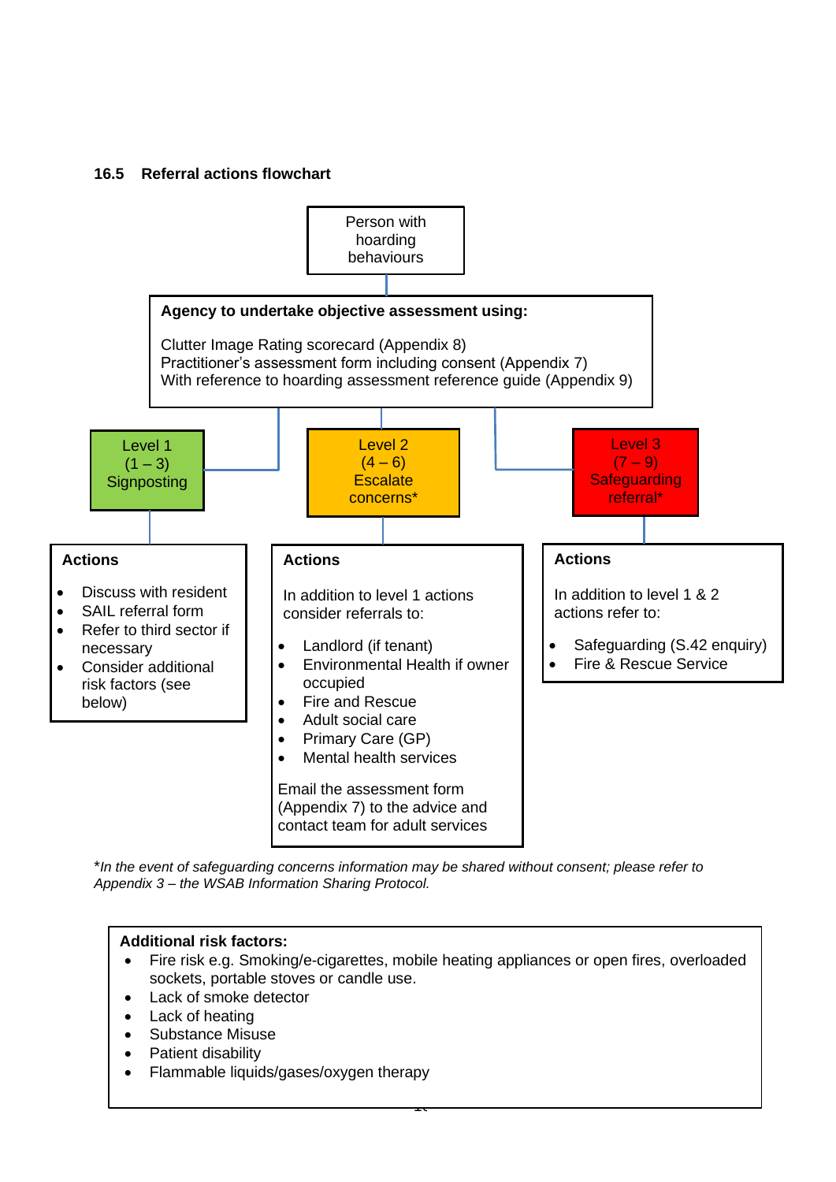### 16.5 Referral actions flowchart

**Person with hoarding behaviours**

**Agency to undertake objective assessment using:**

Clutter Image Rating scorecard (Appendix 8)
Practitioner's assessment form including consent (Appendix 7)
With reference to hoarding assessment reference guide (Appendix 9)

---

**Level 1 (1 – 3) Signposting**

**Actions**

- Discuss with resident
- SAIL referral form
- Refer to third sector if necessary
- Consider additional risk factors (see below)

---

**Level 2 (4 – 6) Escalate concerns***

**Actions**

In addition to level 1 actions consider referrals to:

- Landlord (if tenant)
- Environmental Health if owner occupied
- Fire and Rescue
- Adult social care
- Primary Care (GP)
- Mental health services

Email the assessment form (Appendix 7) to the advice and contact team for adult services

---

**Level 3 (7 – 9) Safeguarding referral***

**Actions**

In addition to level 1 & 2 actions refer to:

- Safeguarding (S.42 enquiry)
- Fire & Rescue Service

---

**In the event of safeguarding concerns information may be shared without consent; please refer to Appendix 3 – the WSAB Information Sharing Protocol.*

**Additional risk factors:**

- Fire risk e.g. Smoking/e-cigarettes, mobile heating appliances or open fires, overloaded sockets, portable stoves or candle use.
- Lack of smoke detector
- Lack of heating
- Substance Misuse
- Patient disability
- Flammable liquids/gases/oxygen therapy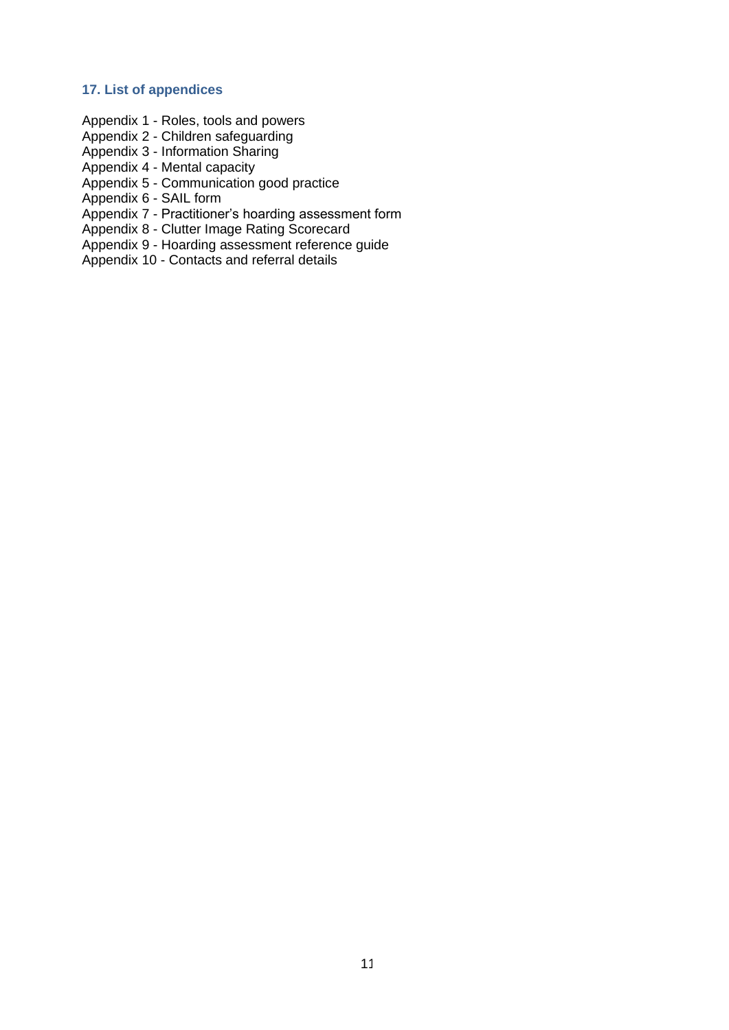## 17. List of appendices

Appendix 1 - Roles, tools and powers
Appendix 2 - Children safeguarding
Appendix 3 - Information Sharing
Appendix 4 - Mental capacity
Appendix 5 - Communication good practice
Appendix 6 - SAIL form
Appendix 7 - Practitioner's hoarding assessment form
Appendix 8 - Clutter Image Rating Scorecard
Appendix 9 - Hoarding assessment reference guide
Appendix 10 - Contacts and referral details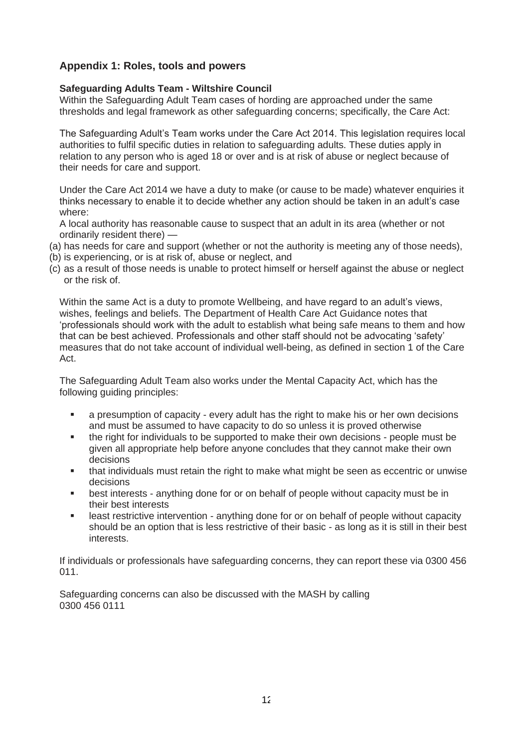## Appendix 1: Roles, tools and powers

### Safeguarding Adults Team - Wiltshire Council

Within the Safeguarding Adult Team cases of hording are approached under the same thresholds and legal framework as other safeguarding concerns; specifically, the Care Act:

The Safeguarding Adult's Team works under the Care Act 2014. This legislation requires local authorities to fulfil specific duties in relation to safeguarding adults. These duties apply in relation to any person who is aged 18 or over and is at risk of abuse or neglect because of their needs for care and support.

Under the Care Act 2014 we have a duty to make (or cause to be made) whatever enquiries it thinks necessary to enable it to decide whether any action should be taken in an adult's case where:

A local authority has reasonable cause to suspect that an adult in its area (whether or not ordinarily resident there) —

(a) has needs for care and support (whether or not the authority is meeting any of those needs),
(b) is experiencing, or is at risk of, abuse or neglect, and
(c) as a result of those needs is unable to protect himself or herself against the abuse or neglect or the risk of.

Within the same Act is a duty to promote Wellbeing, and have regard to an adult's views, wishes, feelings and beliefs. The Department of Health Care Act Guidance notes that 'professionals should work with the adult to establish what being safe means to them and how that can be best achieved. Professionals and other staff should not be advocating 'safety' measures that do not take account of individual well-being, as defined in section 1 of the Care Act.

The Safeguarding Adult Team also works under the Mental Capacity Act, which has the following guiding principles:

- a presumption of capacity - every adult has the right to make his or her own decisions and must be assumed to have capacity to do so unless it is proved otherwise
- the right for individuals to be supported to make their own decisions - people must be given all appropriate help before anyone concludes that they cannot make their own decisions
- that individuals must retain the right to make what might be seen as eccentric or unwise decisions
- best interests - anything done for or on behalf of people without capacity must be in their best interests
- least restrictive intervention - anything done for or on behalf of people without capacity should be an option that is less restrictive of their basic - as long as it is still in their best interests.

If individuals or professionals have safeguarding concerns, they can report these via 0300 456 011.

Safeguarding concerns can also be discussed with the MASH by calling 0300 456 0111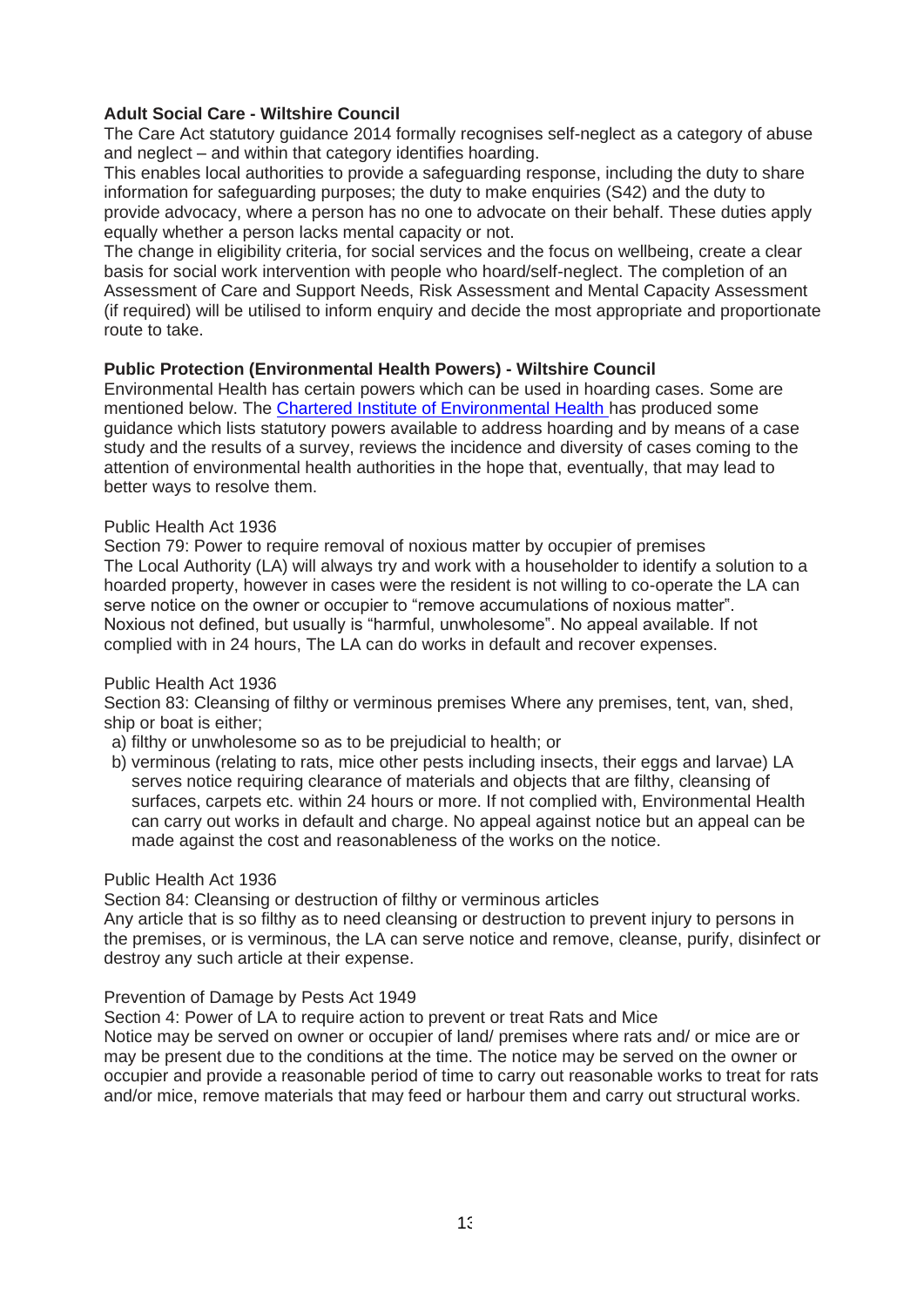**Adult Social Care - Wiltshire Council**

The Care Act statutory guidance 2014 formally recognises self-neglect as a category of abuse and neglect – and within that category identifies hoarding.

This enables local authorities to provide a safeguarding response, including the duty to share information for safeguarding purposes; the duty to make enquiries (S42) and the duty to provide advocacy, where a person has no one to advocate on their behalf. These duties apply equally whether a person lacks mental capacity or not.

The change in eligibility criteria, for social services and the focus on wellbeing, create a clear basis for social work intervention with people who hoard/self-neglect. The completion of an Assessment of Care and Support Needs, Risk Assessment and Mental Capacity Assessment (if required) will be utilised to inform enquiry and decide the most appropriate and proportionate route to take.

**Public Protection (Environmental Health Powers) - Wiltshire Council**

Environmental Health has certain powers which can be used in hoarding cases. Some are mentioned below. The Chartered Institute of Environmental Health has produced some guidance which lists statutory powers available to address hoarding and by means of a case study and the results of a survey, reviews the incidence and diversity of cases coming to the attention of environmental health authorities in the hope that, eventually, that may lead to better ways to resolve them.

Public Health Act 1936

Section 79: Power to require removal of noxious matter by occupier of premises

The Local Authority (LA) will always try and work with a householder to identify a solution to a hoarded property, however in cases were the resident is not willing to co-operate the LA can serve notice on the owner or occupier to "remove accumulations of noxious matter". Noxious not defined, but usually is "harmful, unwholesome". No appeal available. If not complied with in 24 hours, The LA can do works in default and recover expenses.

Public Health Act 1936

Section 83: Cleansing of filthy or verminous premises Where any premises, tent, van, shed, ship or boat is either;

a) filthy or unwholesome so as to be prejudicial to health; or
b) verminous (relating to rats, mice other pests including insects, their eggs and larvae) LA serves notice requiring clearance of materials and objects that are filthy, cleansing of surfaces, carpets etc. within 24 hours or more. If not complied with, Environmental Health can carry out works in default and charge. No appeal against notice but an appeal can be made against the cost and reasonableness of the works on the notice.

Public Health Act 1936

Section 84: Cleansing or destruction of filthy or verminous articles

Any article that is so filthy as to need cleansing or destruction to prevent injury to persons in the premises, or is verminous, the LA can serve notice and remove, cleanse, purify, disinfect or destroy any such article at their expense.

Prevention of Damage by Pests Act 1949

Section 4: Power of LA to require action to prevent or treat Rats and Mice

Notice may be served on owner or occupier of land/ premises where rats and/ or mice are or may be present due to the conditions at the time. The notice may be served on the owner or occupier and provide a reasonable period of time to carry out reasonable works to treat for rats and/or mice, remove materials that may feed or harbour them and carry out structural works.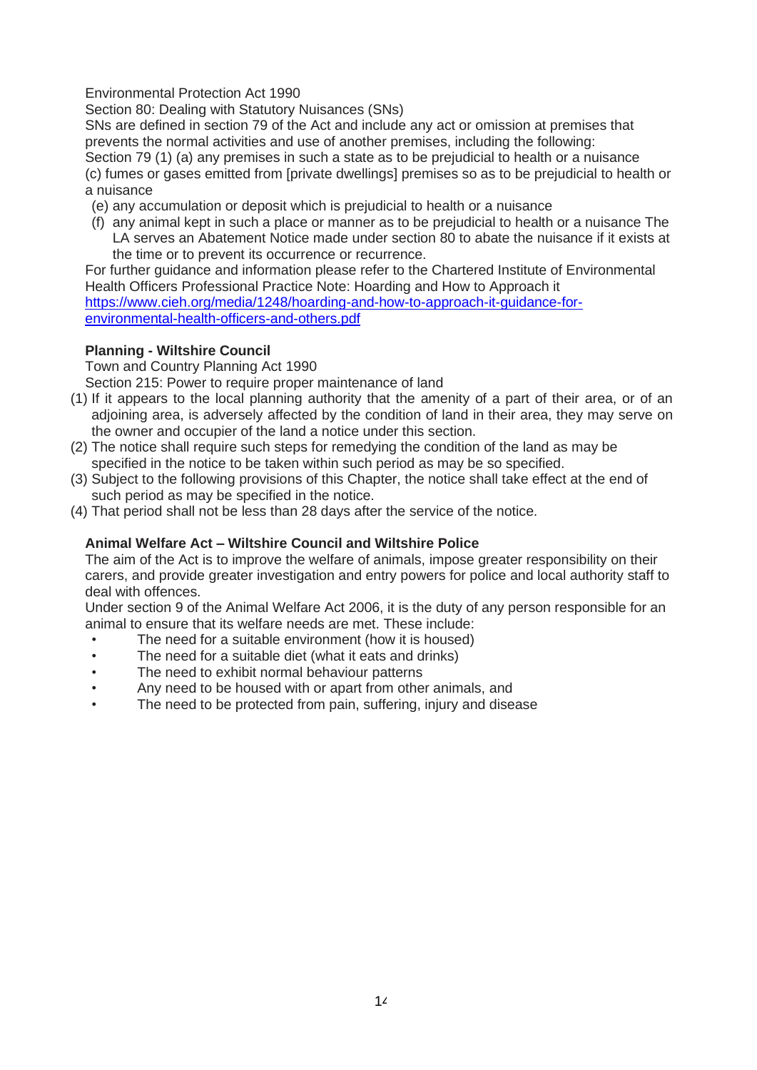Environmental Protection Act 1990

Section 80: Dealing with Statutory Nuisances (SNs)

SNs are defined in section 79 of the Act and include any act or omission at premises that prevents the normal activities and use of another premises, including the following:

Section 79 (1) (a) any premises in such a state as to be prejudicial to health or a nuisance

(c) fumes or gases emitted from [private dwellings] premises so as to be prejudicial to health or a nuisance

(e) any accumulation or deposit which is prejudicial to health or a nuisance

(f) any animal kept in such a place or manner as to be prejudicial to health or a nuisance The LA serves an Abatement Notice made under section 80 to abate the nuisance if it exists at the time or to prevent its occurrence or recurrence.

For further guidance and information please refer to the Chartered Institute of Environmental Health Officers Professional Practice Note: Hoarding and How to Approach it https://www.cieh.org/media/1248/hoarding-and-how-to-approach-it-guidance-for-environmental-health-officers-and-others.pdf

**Planning - Wiltshire Council**

Town and Country Planning Act 1990

Section 215: Power to require proper maintenance of land

(1) If it appears to the local planning authority that the amenity of a part of their area, or of an adjoining area, is adversely affected by the condition of land in their area, they may serve on the owner and occupier of the land a notice under this section.

(2) The notice shall require such steps for remedying the condition of the land as may be specified in the notice to be taken within such period as may be so specified.

(3) Subject to the following provisions of this Chapter, the notice shall take effect at the end of such period as may be specified in the notice.

(4) That period shall not be less than 28 days after the service of the notice.

**Animal Welfare Act – Wiltshire Council and Wiltshire Police**

The aim of the Act is to improve the welfare of animals, impose greater responsibility on their carers, and provide greater investigation and entry powers for police and local authority staff to deal with offences.

Under section 9 of the Animal Welfare Act 2006, it is the duty of any person responsible for an animal to ensure that its welfare needs are met. These include:

- The need for a suitable environment (how it is housed)
- The need for a suitable diet (what it eats and drinks)
- The need to exhibit normal behaviour patterns
- Any need to be housed with or apart from other animals, and
- The need to be protected from pain, suffering, injury and disease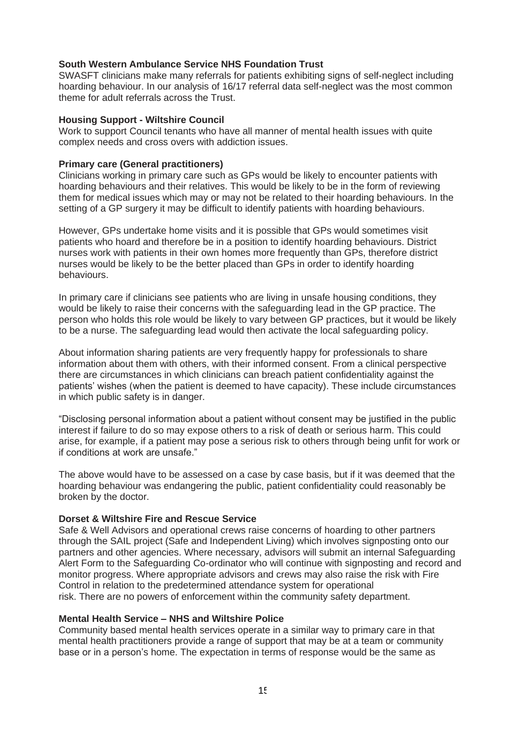**South Western Ambulance Service NHS Foundation Trust**
SWASFT clinicians make many referrals for patients exhibiting signs of self-neglect including hoarding behaviour. In our analysis of 16/17 referral data self-neglect was the most common theme for adult referrals across the Trust.

**Housing Support - Wiltshire Council**
Work to support Council tenants who have all manner of mental health issues with quite complex needs and cross overs with addiction issues.

**Primary care (General practitioners)**
Clinicians working in primary care such as GPs would be likely to encounter patients with hoarding behaviours and their relatives. This would be likely to be in the form of reviewing them for medical issues which may or may not be related to their hoarding behaviours. In the setting of a GP surgery it may be difficult to identify patients with hoarding behaviours.

However, GPs undertake home visits and it is possible that GPs would sometimes visit patients who hoard and therefore be in a position to identify hoarding behaviours. District nurses work with patients in their own homes more frequently than GPs, therefore district nurses would be likely to be the better placed than GPs in order to identify hoarding behaviours.

In primary care if clinicians see patients who are living in unsafe housing conditions, they would be likely to raise their concerns with the safeguarding lead in the GP practice. The person who holds this role would be likely to vary between GP practices, but it would be likely to be a nurse. The safeguarding lead would then activate the local safeguarding policy.

About information sharing patients are very frequently happy for professionals to share information about them with others, with their informed consent. From a clinical perspective there are circumstances in which clinicians can breach patient confidentiality against the patients' wishes (when the patient is deemed to have capacity). These include circumstances in which public safety is in danger.

"Disclosing personal information about a patient without consent may be justified in the public interest if failure to do so may expose others to a risk of death or serious harm. This could arise, for example, if a patient may pose a serious risk to others through being unfit for work or if conditions at work are unsafe."

The above would have to be assessed on a case by case basis, but if it was deemed that the hoarding behaviour was endangering the public, patient confidentiality could reasonably be broken by the doctor.

**Dorset & Wiltshire Fire and Rescue Service**
Safe & Well Advisors and operational crews raise concerns of hoarding to other partners through the SAIL project (Safe and Independent Living) which involves signposting onto our partners and other agencies. Where necessary, advisors will submit an internal Safeguarding Alert Form to the Safeguarding Co-ordinator who will continue with signposting and record and monitor progress. Where appropriate advisors and crews may also raise the risk with Fire Control in relation to the predetermined attendance system for operational risk. There are no powers of enforcement within the community safety department.

**Mental Health Service – NHS and Wiltshire Police**
Community based mental health services operate in a similar way to primary care in that mental health practitioners provide a range of support that may be at a team or community base or in a person's home. The expectation in terms of response would be the same as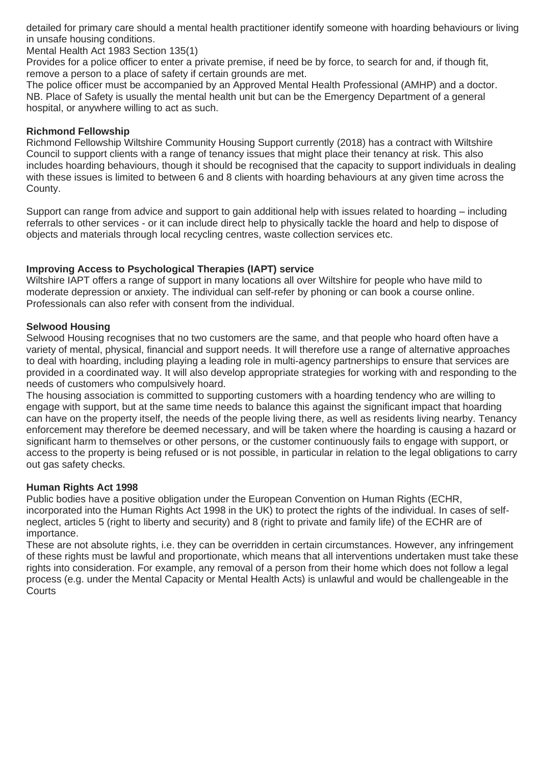detailed for primary care should a mental health practitioner identify someone with hoarding behaviours or living in unsafe housing conditions.

Mental Health Act 1983 Section 135(1)

Provides for a police officer to enter a private premise, if need be by force, to search for and, if though fit, remove a person to a place of safety if certain grounds are met.

The police officer must be accompanied by an Approved Mental Health Professional (AMHP) and a doctor.

NB. Place of Safety is usually the mental health unit but can be the Emergency Department of a general hospital, or anywhere willing to act as such.

**Richmond Fellowship**

Richmond Fellowship Wiltshire Community Housing Support currently (2018) has a contract with Wiltshire Council to support clients with a range of tenancy issues that might place their tenancy at risk. This also includes hoarding behaviours, though it should be recognised that the capacity to support individuals in dealing with these issues is limited to between 6 and 8 clients with hoarding behaviours at any given time across the County.

Support can range from advice and support to gain additional help with issues related to hoarding – including referrals to other services - or it can include direct help to physically tackle the hoard and help to dispose of objects and materials through local recycling centres, waste collection services etc.

**Improving Access to Psychological Therapies (IAPT) service**

Wiltshire IAPT offers a range of support in many locations all over Wiltshire for people who have mild to moderate depression or anxiety. The individual can self-refer by phoning or can book a course online. Professionals can also refer with consent from the individual.

**Selwood Housing**

Selwood Housing recognises that no two customers are the same, and that people who hoard often have a variety of mental, physical, financial and support needs. It will therefore use a range of alternative approaches to deal with hoarding, including playing a leading role in multi-agency partnerships to ensure that services are provided in a coordinated way. It will also develop appropriate strategies for working with and responding to the needs of customers who compulsively hoard.

The housing association is committed to supporting customers with a hoarding tendency who are willing to engage with support, but at the same time needs to balance this against the significant impact that hoarding can have on the property itself, the needs of the people living there, as well as residents living nearby. Tenancy enforcement may therefore be deemed necessary, and will be taken where the hoarding is causing a hazard or significant harm to themselves or other persons, or the customer continuously fails to engage with support, or access to the property is being refused or is not possible, in particular in relation to the legal obligations to carry out gas safety checks.

**Human Rights Act 1998**

Public bodies have a positive obligation under the European Convention on Human Rights (ECHR, incorporated into the Human Rights Act 1998 in the UK) to protect the rights of the individual. In cases of self-neglect, articles 5 (right to liberty and security) and 8 (right to private and family life) of the ECHR are of importance.

These are not absolute rights, i.e. they can be overridden in certain circumstances. However, any infringement of these rights must be lawful and proportionate, which means that all interventions undertaken must take these rights into consideration. For example, any removal of a person from their home which does not follow a legal process (e.g. under the Mental Capacity or Mental Health Acts) is unlawful and would be challengeable in the Courts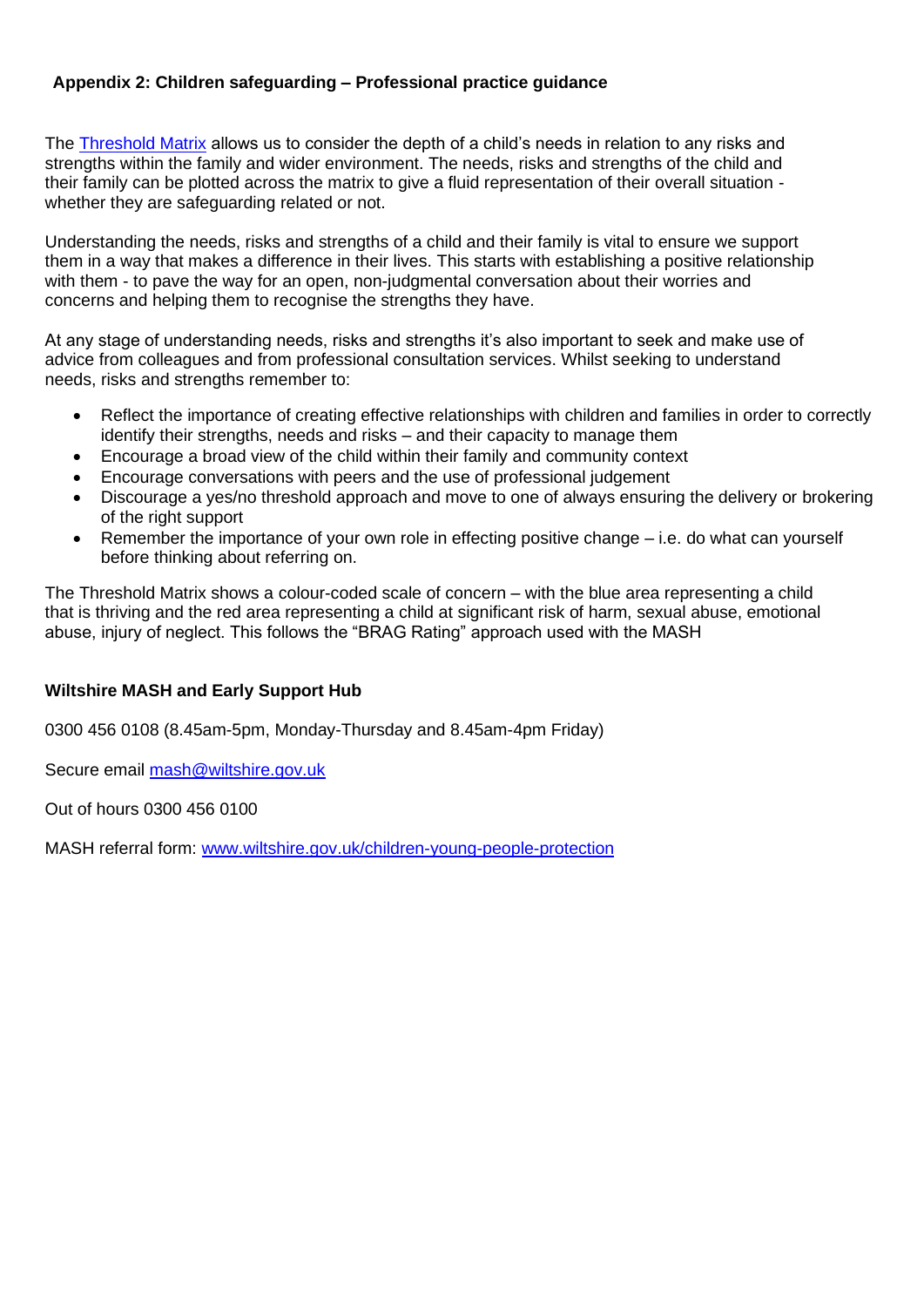## Appendix 2: Children safeguarding – Professional practice guidance

The [Threshold Matrix](Threshold Matrix) allows us to consider the depth of a child's needs in relation to any risks and strengths within the family and wider environment. The needs, risks and strengths of the child and their family can be plotted across the matrix to give a fluid representation of their overall situation - whether they are safeguarding related or not.

Understanding the needs, risks and strengths of a child and their family is vital to ensure we support them in a way that makes a difference in their lives. This starts with establishing a positive relationship with them - to pave the way for an open, non-judgmental conversation about their worries and concerns and helping them to recognise the strengths they have.

At any stage of understanding needs, risks and strengths it's also important to seek and make use of advice from colleagues and from professional consultation services. Whilst seeking to understand needs, risks and strengths remember to:

- Reflect the importance of creating effective relationships with children and families in order to correctly identify their strengths, needs and risks – and their capacity to manage them
- Encourage a broad view of the child within their family and community context
- Encourage conversations with peers and the use of professional judgement
- Discourage a yes/no threshold approach and move to one of always ensuring the delivery or brokering of the right support
- Remember the importance of your own role in effecting positive change – i.e. do what can yourself before thinking about referring on.

The Threshold Matrix shows a colour-coded scale of concern – with the blue area representing a child that is thriving and the red area representing a child at significant risk of harm, sexual abuse, emotional abuse, injury of neglect. This follows the "BRAG Rating" approach used with the MASH

**Wiltshire MASH and Early Support Hub**

0300 456 0108 (8.45am-5pm, Monday-Thursday and 8.45am-4pm Friday)

Secure email [mash@wiltshire.gov.uk](mailto:mash@wiltshire.gov.uk)

Out of hours 0300 456 0100

MASH referral form: [www.wiltshire.gov.uk/children-young-people-protection](www.wiltshire.gov.uk/children-young-people-protection)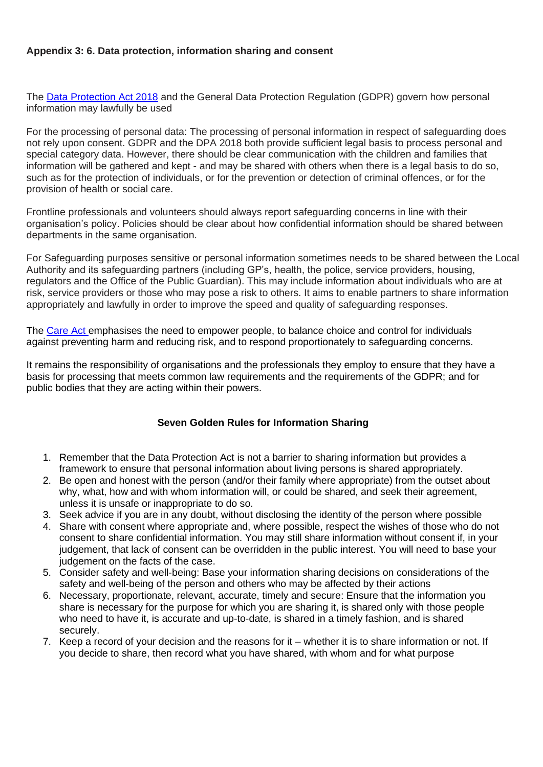**Appendix 3: 6. Data protection, information sharing and consent**

The [Data Protection Act 2018] and the General Data Protection Regulation (GDPR) govern how personal information may lawfully be used

For the processing of personal data: The processing of personal information in respect of safeguarding does not rely upon consent. GDPR and the DPA 2018 both provide sufficient legal basis to process personal and special category data. However, there should be clear communication with the children and families that information will be gathered and kept - and may be shared with others when there is a legal basis to do so, such as for the protection of individuals, or for the prevention or detection of criminal offences, or for the provision of health or social care.

Frontline professionals and volunteers should always report safeguarding concerns in line with their organisation's policy. Policies should be clear about how confidential information should be shared between departments in the same organisation.

For Safeguarding purposes sensitive or personal information sometimes needs to be shared between the Local Authority and its safeguarding partners (including GP's, health, the police, service providers, housing, regulators and the Office of the Public Guardian). This may include information about individuals who are at risk, service providers or those who may pose a risk to others. It aims to enable partners to share information appropriately and lawfully in order to improve the speed and quality of safeguarding responses.

The [Care Act] emphasises the need to empower people, to balance choice and control for individuals against preventing harm and reducing risk, and to respond proportionately to safeguarding concerns.

It remains the responsibility of organisations and the professionals they employ to ensure that they have a basis for processing that meets common law requirements and the requirements of the GDPR; and for public bodies that they are acting within their powers.

**Seven Golden Rules for Information Sharing**

1. Remember that the Data Protection Act is not a barrier to sharing information but provides a framework to ensure that personal information about living persons is shared appropriately.
2. Be open and honest with the person (and/or their family where appropriate) from the outset about why, what, how and with whom information will, or could be shared, and seek their agreement, unless it is unsafe or inappropriate to do so.
3. Seek advice if you are in any doubt, without disclosing the identity of the person where possible
4. Share with consent where appropriate and, where possible, respect the wishes of those who do not consent to share confidential information. You may still share information without consent if, in your judgement, that lack of consent can be overridden in the public interest. You will need to base your judgement on the facts of the case.
5. Consider safety and well-being: Base your information sharing decisions on considerations of the safety and well-being of the person and others who may be affected by their actions
6. Necessary, proportionate, relevant, accurate, timely and secure: Ensure that the information you share is necessary for the purpose for which you are sharing it, is shared only with those people who need to have it, is accurate and up-to-date, is shared in a timely fashion, and is shared securely.
7. Keep a record of your decision and the reasons for it – whether it is to share information or not. If you decide to share, then record what you have shared, with whom and for what purpose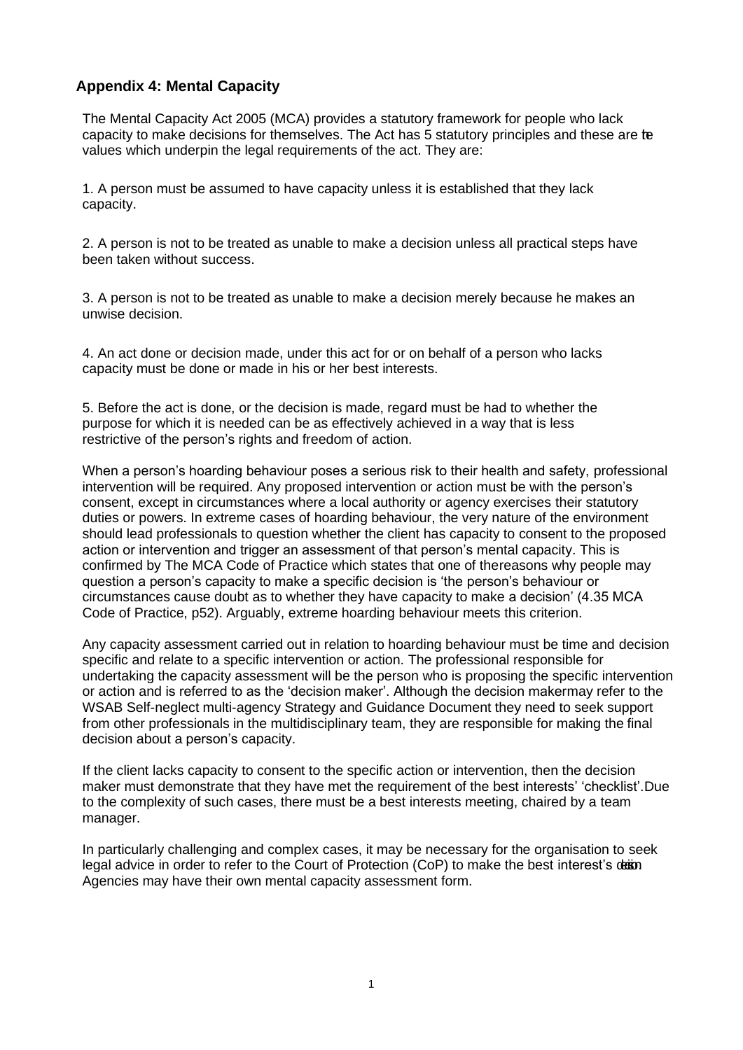## Appendix 4: Mental Capacity

The Mental Capacity Act 2005 (MCA) provides a statutory framework for people who lack capacity to make decisions for themselves. The Act has 5 statutory principles and these are the values which underpin the legal requirements of the act. They are:

1. A person must be assumed to have capacity unless it is established that they lack capacity.

2. A person is not to be treated as unable to make a decision unless all practical steps have been taken without success.

3. A person is not to be treated as unable to make a decision merely because he makes an unwise decision.

4. An act done or decision made, under this act for or on behalf of a person who lacks capacity must be done or made in his or her best interests.

5. Before the act is done, or the decision is made, regard must be had to whether the purpose for which it is needed can be as effectively achieved in a way that is less restrictive of the person's rights and freedom of action.

When a person's hoarding behaviour poses a serious risk to their health and safety, professional intervention will be required. Any proposed intervention or action must be with the person's consent, except in circumstances where a local authority or agency exercises their statutory duties or powers. In extreme cases of hoarding behaviour, the very nature of the environment should lead professionals to question whether the client has capacity to consent to the proposed action or intervention and trigger an assessment of that person's mental capacity. This is confirmed by The MCA Code of Practice which states that one of thereasons why people may question a person's capacity to make a specific decision is 'the person's behaviour or circumstances cause doubt as to whether they have capacity to make a decision' (4.35 MCA Code of Practice, p52). Arguably, extreme hoarding behaviour meets this criterion.

Any capacity assessment carried out in relation to hoarding behaviour must be time and decision specific and relate to a specific intervention or action. The professional responsible for undertaking the capacity assessment will be the person who is proposing the specific intervention or action and is referred to as the 'decision maker'. Although the decision makermay refer to the WSAB Self-neglect multi-agency Strategy and Guidance Document they need to seek support from other professionals in the multidisciplinary team, they are responsible for making the final decision about a person's capacity.

If the client lacks capacity to consent to the specific action or intervention, then the decision maker must demonstrate that they have met the requirement of the best interests' 'checklist'.Due to the complexity of such cases, there must be a best interests meeting, chaired by a team manager.

In particularly challenging and complex cases, it may be necessary for the organisation to seek legal advice in order to refer to the Court of Protection (CoP) to make the best interest's decision Agencies may have their own mental capacity assessment form.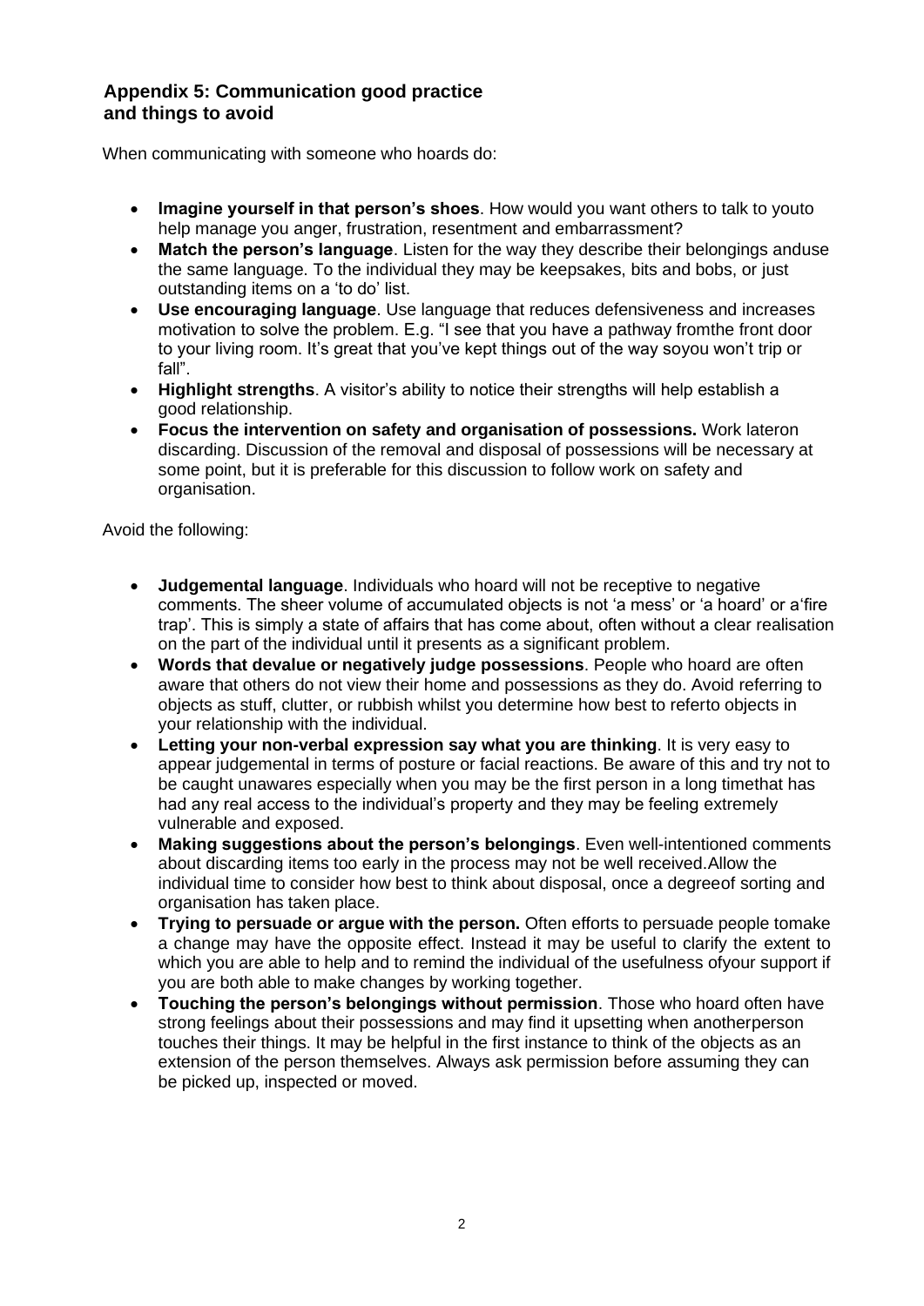## Appendix 5: Communication good practice and things to avoid

When communicating with someone who hoards do:

- **Imagine yourself in that person's shoes**. How would you want others to talk to youto help manage you anger, frustration, resentment and embarrassment?
- **Match the person's language**. Listen for the way they describe their belongings anduse the same language. To the individual they may be keepsakes, bits and bobs, or just outstanding items on a 'to do' list.
- **Use encouraging language**. Use language that reduces defensiveness and increases motivation to solve the problem. E.g. "I see that you have a pathway fromthe front door to your living room. It's great that you've kept things out of the way soyou won't trip or fall".
- **Highlight strengths**. A visitor's ability to notice their strengths will help establish a good relationship.
- **Focus the intervention on safety and organisation of possessions.** Work lateron discarding. Discussion of the removal and disposal of possessions will be necessary at some point, but it is preferable for this discussion to follow work on safety and organisation.

Avoid the following:

- **Judgemental language**. Individuals who hoard will not be receptive to negative comments. The sheer volume of accumulated objects is not 'a mess' or 'a hoard' or a'fire trap'. This is simply a state of affairs that has come about, often without a clear realisation on the part of the individual until it presents as a significant problem.
- **Words that devalue or negatively judge possessions**. People who hoard are often aware that others do not view their home and possessions as they do. Avoid referring to objects as stuff, clutter, or rubbish whilst you determine how best to referto objects in your relationship with the individual.
- **Letting your non-verbal expression say what you are thinking**. It is very easy to appear judgemental in terms of posture or facial reactions. Be aware of this and try not to be caught unawares especially when you may be the first person in a long timethat has had any real access to the individual's property and they may be feeling extremely vulnerable and exposed.
- **Making suggestions about the person's belongings**. Even well-intentioned comments about discarding items too early in the process may not be well received.Allow the individual time to consider how best to think about disposal, once a degreeof sorting and organisation has taken place.
- **Trying to persuade or argue with the person.** Often efforts to persuade people tomake a change may have the opposite effect. Instead it may be useful to clarify the extent to which you are able to help and to remind the individual of the usefulness ofyour support if you are both able to make changes by working together.
- **Touching the person's belongings without permission**. Those who hoard often have strong feelings about their possessions and may find it upsetting when anotherperson touches their things. It may be helpful in the first instance to think of the objects as an extension of the person themselves. Always ask permission before assuming they can be picked up, inspected or moved.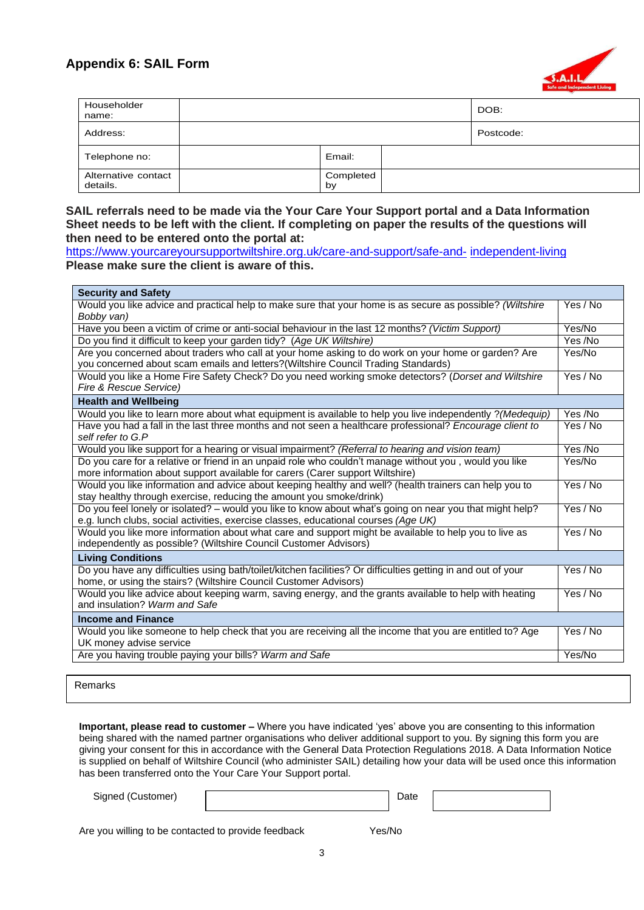## Appendix 6: SAIL Form

| Householder name: | | | | DOB: |
|---|---|---|---|---|
| Address: | | | | Postcode: |
| Telephone no: | | Email: | | |
| Alternative contact details. | | Completed by | | |

**SAIL referrals need to be made via the Your Care Your Support portal and a Data Information Sheet needs to be left with the client. If completing on paper the results of the questions will then need to be entered onto the portal at:**
https://www.yourcareyoursupportwiltshire.org.uk/care-and-support/safe-and- independent-living
**Please make sure the client is aware of this.**

| **Security and Safety** | |
|---|---|
| Would you like advice and practical help to make sure that your home is as secure as possible? *(Wiltshire Bobby van)* | Yes / No |
| Have you been a victim of crime or anti-social behaviour in the last 12 months? *(Victim Support)* | Yes/No |
| Do you find it difficult to keep your garden tidy? *(Age UK Wiltshire)* | Yes /No |
| Are you concerned about traders who call at your home asking to do work on your home or garden? Are you concerned about scam emails and letters?(Wiltshire Council Trading Standards) | Yes/No |
| Would you like a Home Fire Safety Check? Do you need working smoke detectors? *(Dorset and Wiltshire Fire & Rescue Service)* | Yes / No |
| **Health and Wellbeing** | |
| Would you like to learn more about what equipment is available to help you live independently ?*(Medequip)* | Yes /No |
| Have you had a fall in the last three months and not seen a healthcare professional? *Encourage client to self refer to G.P* | Yes / No |
| Would you like support for a hearing or visual impairment? *(Referral to hearing and vision team)* | Yes /No |
| Do you care for a relative or friend in an unpaid role who couldn't manage without you , would you like more information about support available for carers (Carer support Wiltshire) | Yes/No |
| Would you like information and advice about keeping healthy and well? (health trainers can help you to stay healthy through exercise, reducing the amount you smoke/drink) | Yes / No |
| Do you feel lonely or isolated? – would you like to know about what's going on near you that might help? e.g. lunch clubs, social activities, exercise classes, educational courses *(Age UK)* | Yes / No |
| Would you like more information about what care and support might be available to help you to live as independently as possible? (Wiltshire Council Customer Advisors) | Yes / No |
| **Living Conditions** | |
| Do you have any difficulties using bath/toilet/kitchen facilities? Or difficulties getting in and out of your home, or using the stairs? (Wiltshire Council Customer Advisors) | Yes / No |
| Would you like advice about keeping warm, saving energy, and the grants available to help with heating and insulation? *Warm and Safe* | Yes / No |
| **Income and Finance** | |
| Would you like someone to help check that you are receiving all the income that you are entitled to? Age UK money advise service | Yes / No |
| Are you having trouble paying your bills? *Warm and Safe* | Yes/No |

| Remarks |
|---|
| |

**Important, please read to customer –** Where you have indicated 'yes' above you are consenting to this information being shared with the named partner organisations who deliver additional support to you. By signing this form you are giving your consent for this in accordance with the General Data Protection Regulations 2018. A Data Information Notice is supplied on behalf of Wiltshire Council (who administer SAIL) detailing how your data will be used once this information has been transferred onto the Your Care Your Support portal.

| Signed (Customer) | | Date | |
|---|---|---|---|

Are you willing to be contacted to provide feedback Yes/No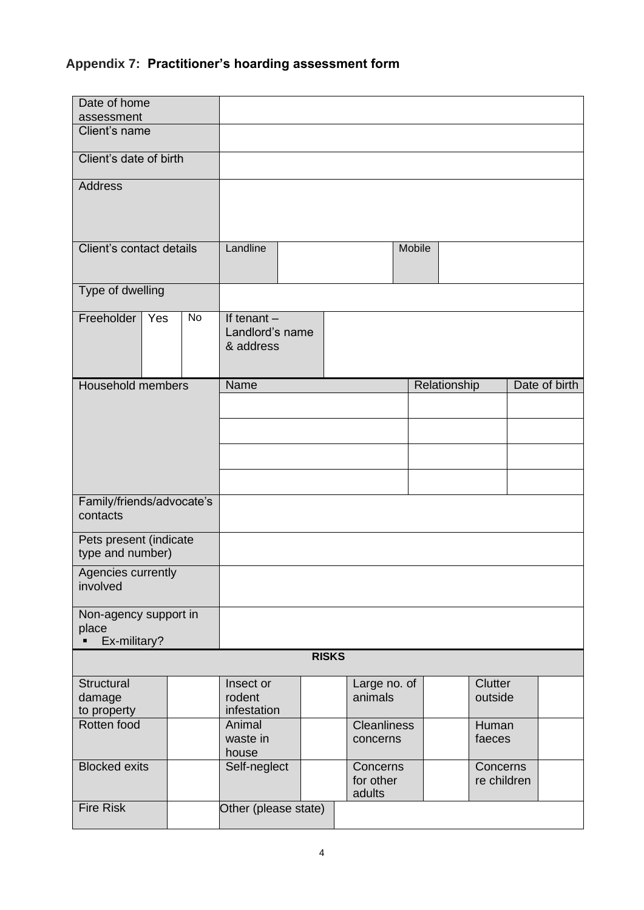## Appendix 7: Practitioner's hoarding assessment form

| | | | | | | | | |
|---|---|---|---|---|---|---|---|---|
| Date of home assessment | | | | | | | | |
| Client's name | | | | | | | | |
| Client's date of birth | | | | | | | | |
| Address | | | | | | | | |
| Client's contact details | Landline | | | Mobile | | | | |
| Type of dwelling | | | | | | | | |
| Freeholder | Yes | No | If tenant – Landlord's name & address | | | | | |
| Household members | Name | | | Relationship | | Date of birth | | |
| | | | | | | | | |
| | | | | | | | | |
| | | | | | | | | |
| | | | | | | | | |
| Family/friends/advocate's contacts | | | | | | | | |
| Pets present (indicate type and number) | | | | | | | | |
| Agencies currently involved | | | | | | | | |
| Non-agency support in place<br>▪ Ex-military? | | | | | | | | |

| **RISKS** | | | | | | | |
|---|---|---|---|---|---|---|---|
| Structural damage to property | | Insect or rodent infestation | | Large no. of animals | | Clutter outside | |
| Rotten food | | Animal waste in house | | Cleanliness concerns | | Human faeces | |
| Blocked exits | | Self-neglect | | Concerns for other adults | | Concerns re children | |
| Fire Risk | | Other (please state) | | | | | |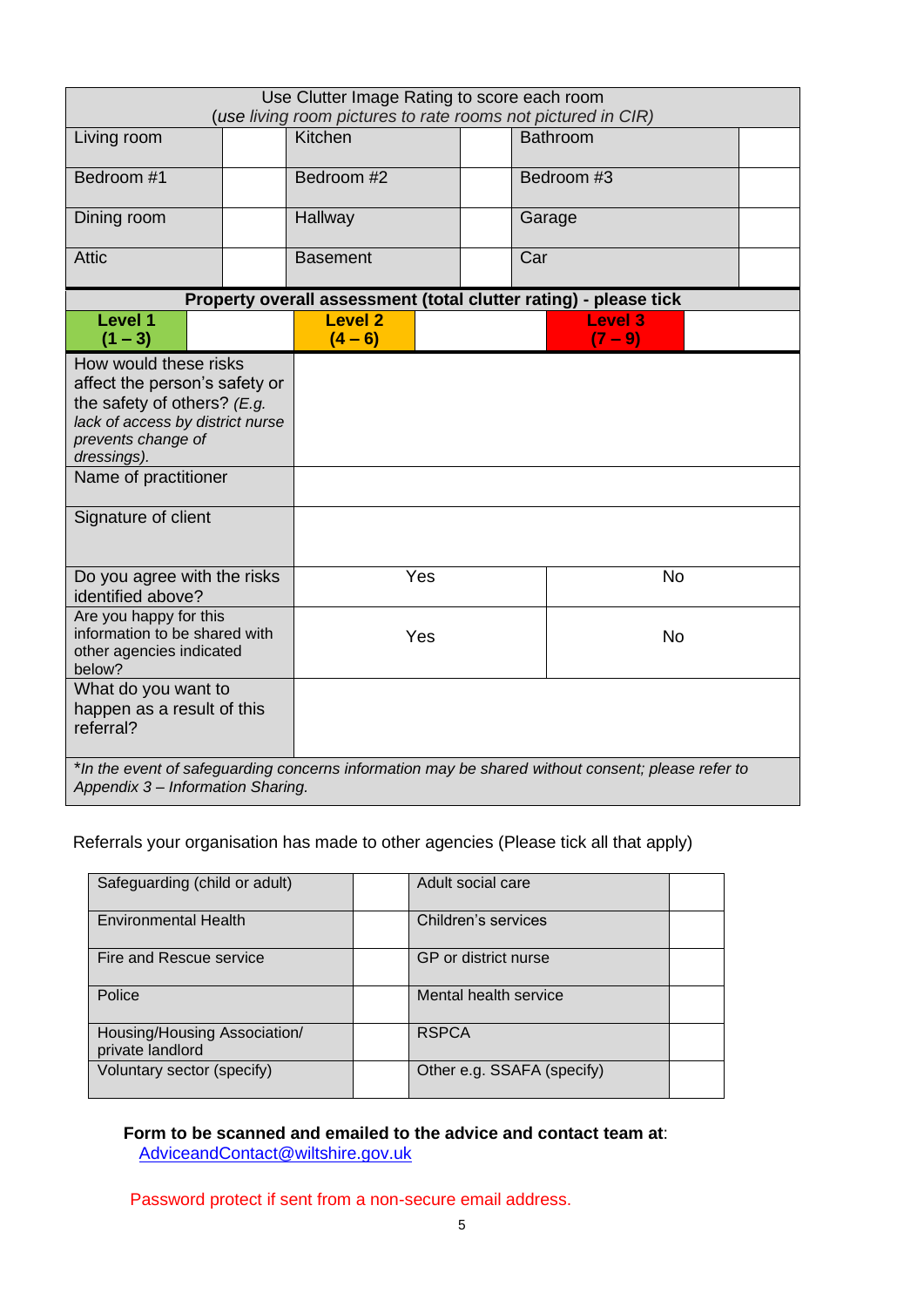| Use Clutter Image Rating to score each room (*use living room pictures to rate rooms not pictured in CIR)* | | | | | |
|---|---|---|---|---|---|
| Living room | | Kitchen | | Bathroom | |
| Bedroom #1 | | Bedroom #2 | | Bedroom #3 | |
| Dining room | | Hallway | | Garage | |
| Attic | | Basement | | Car | |

| **Property overall assessment (total clutter rating) - please tick** | | | | | |
|---|---|---|---|---|---|
| **Level 1 (1 – 3)** | | **Level 2 (4 – 6)** | | **Level 3 (7 – 9)** | |

| | | |
|---|---|---|
| How would these risks affect the person's safety or the safety of others? *(E.g. lack of access by district nurse prevents change of dressings).* | | |
| Name of practitioner | | |
| Signature of client | | |
| Do you agree with the risks identified above? | Yes | No |
| Are you happy for this information to be shared with other agencies indicated below? | Yes | No |
| What do you want to happen as a result of this referral? | | |

**In the event of safeguarding concerns information may be shared without consent; please refer to Appendix 3 – Information Sharing.*

Referrals your organisation has made to other agencies (Please tick all that apply)

| | | | |
|---|---|---|---|
| Safeguarding (child or adult) | | Adult social care | |
| Environmental Health | | Children's services | |
| Fire and Rescue service | | GP or district nurse | |
| Police | | Mental health service | |
| Housing/Housing Association/ private landlord | | RSPCA | |
| Voluntary sector (specify) | | Other e.g. SSAFA (specify) | |

**Form to be scanned and emailed to the advice and contact team at**: AdviceandContact@wiltshire.gov.uk

Password protect if sent from a non-secure email address.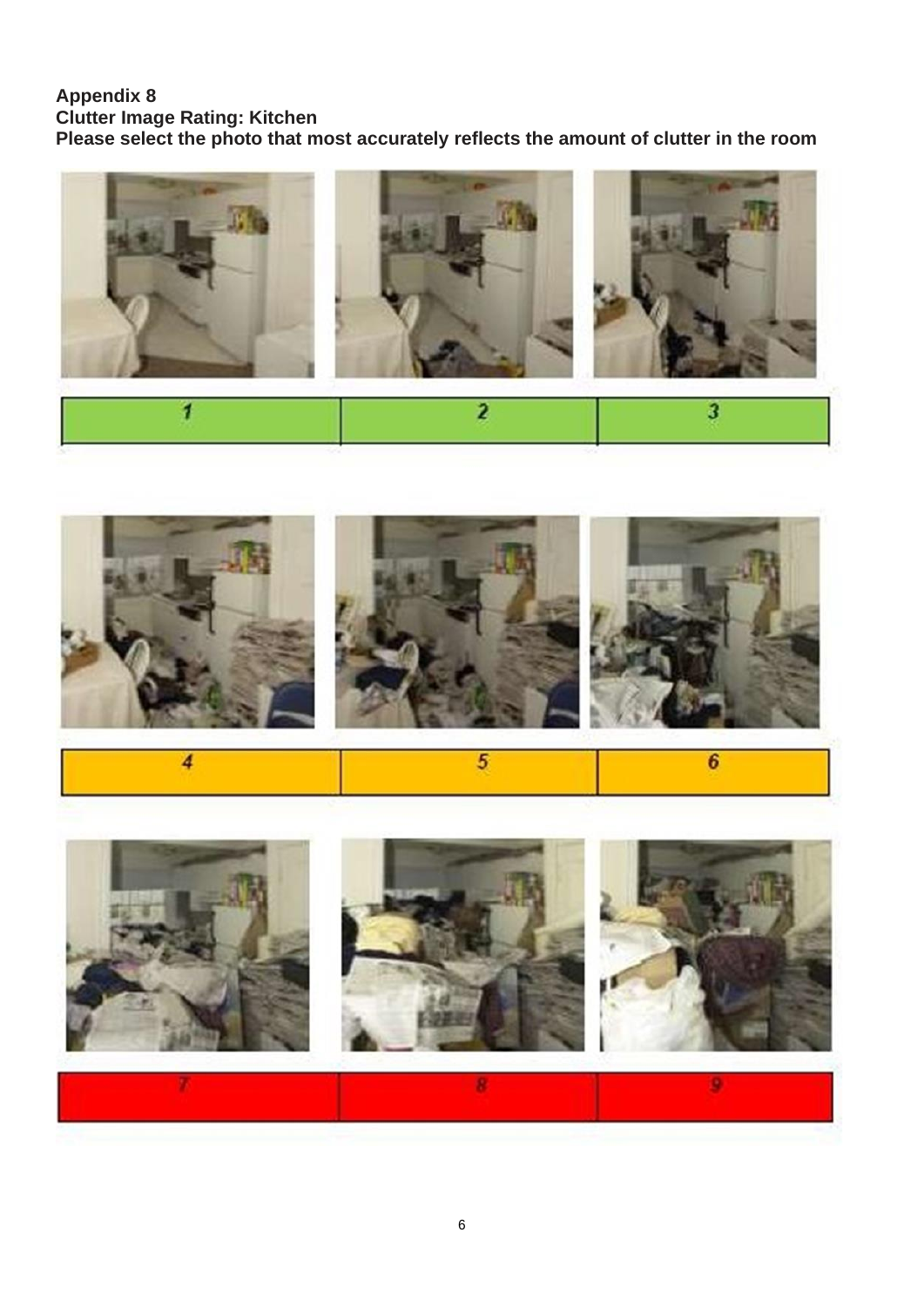**Appendix 8**
**Clutter Image Rating: Kitchen**
**Please select the photo that most accurately reflects the amount of clutter in the room**

| 1 | 2 | 3 |
|---|---|---|

| 4 | 5 | 6 |
|---|---|---|

| 7 | 8 | 9 |
|---|---|---|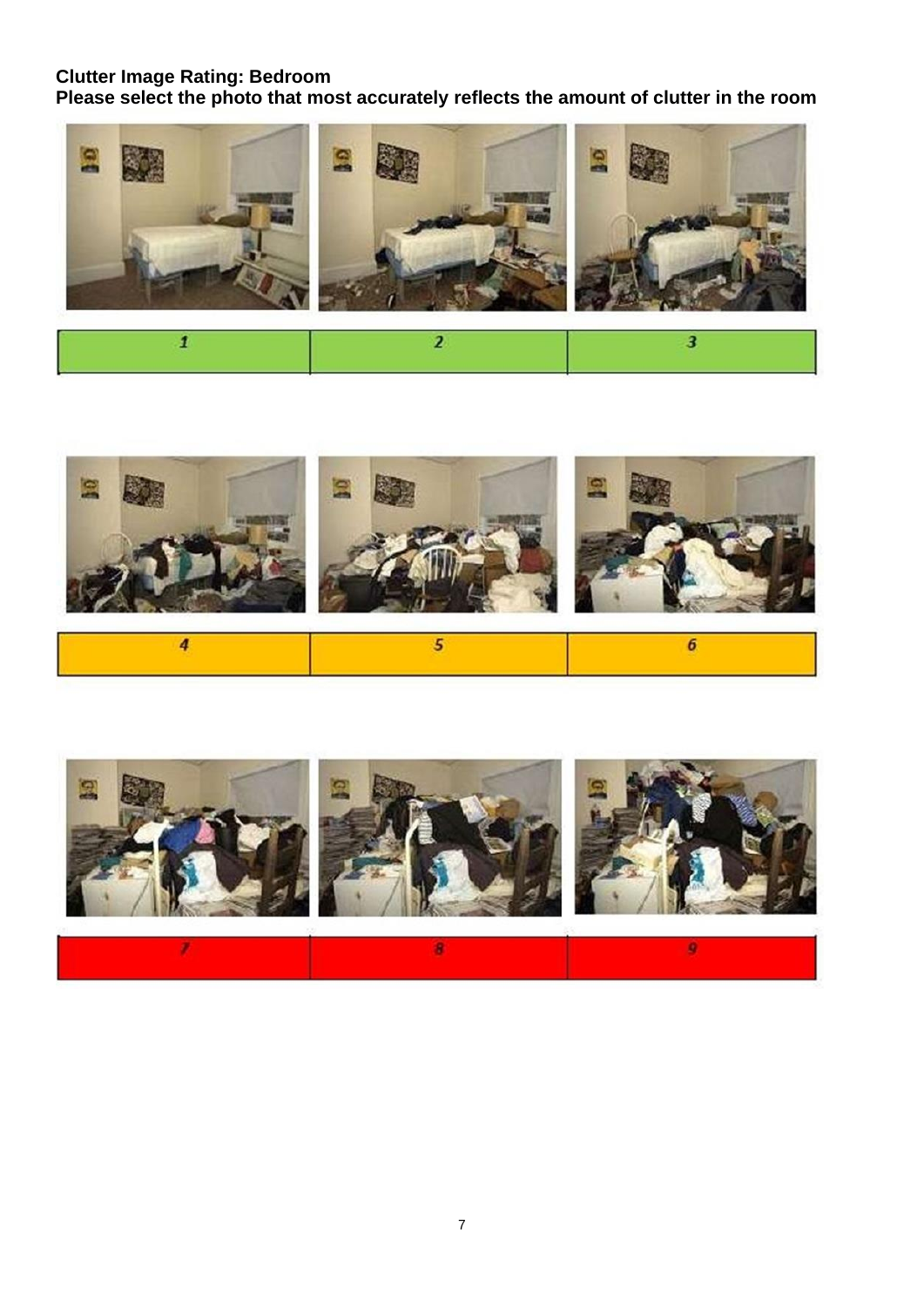**Clutter Image Rating: Bedroom**
**Please select the photo that most accurately reflects the amount of clutter in the room**

| 1 | 2 | 3 |
|---|---|---|

| 4 | 5 | 6 |
|---|---|---|

| 7 | 8 | 9 |
|---|---|---|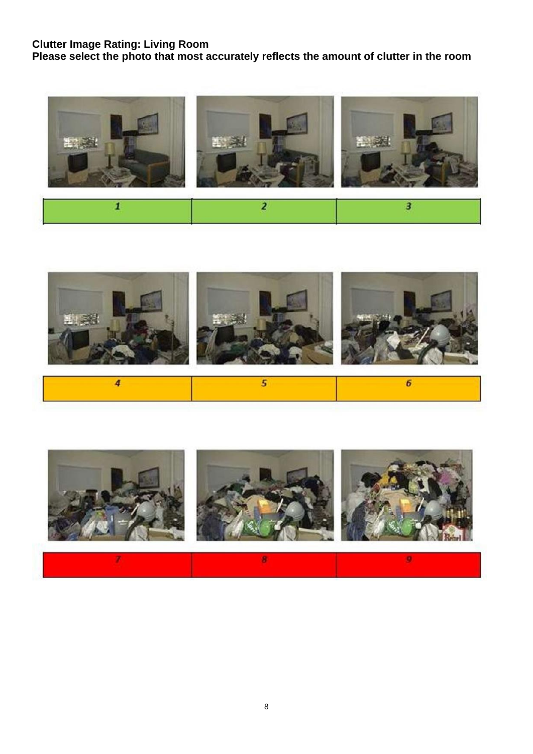**Clutter Image Rating: Living Room**
**Please select the photo that most accurately reflects the amount of clutter in the room**

| 1 | 2 | 3 |
|---|---|---|

| 4 | 5 | 6 |
|---|---|---|

| 7 | 8 | 9 |
|---|---|---|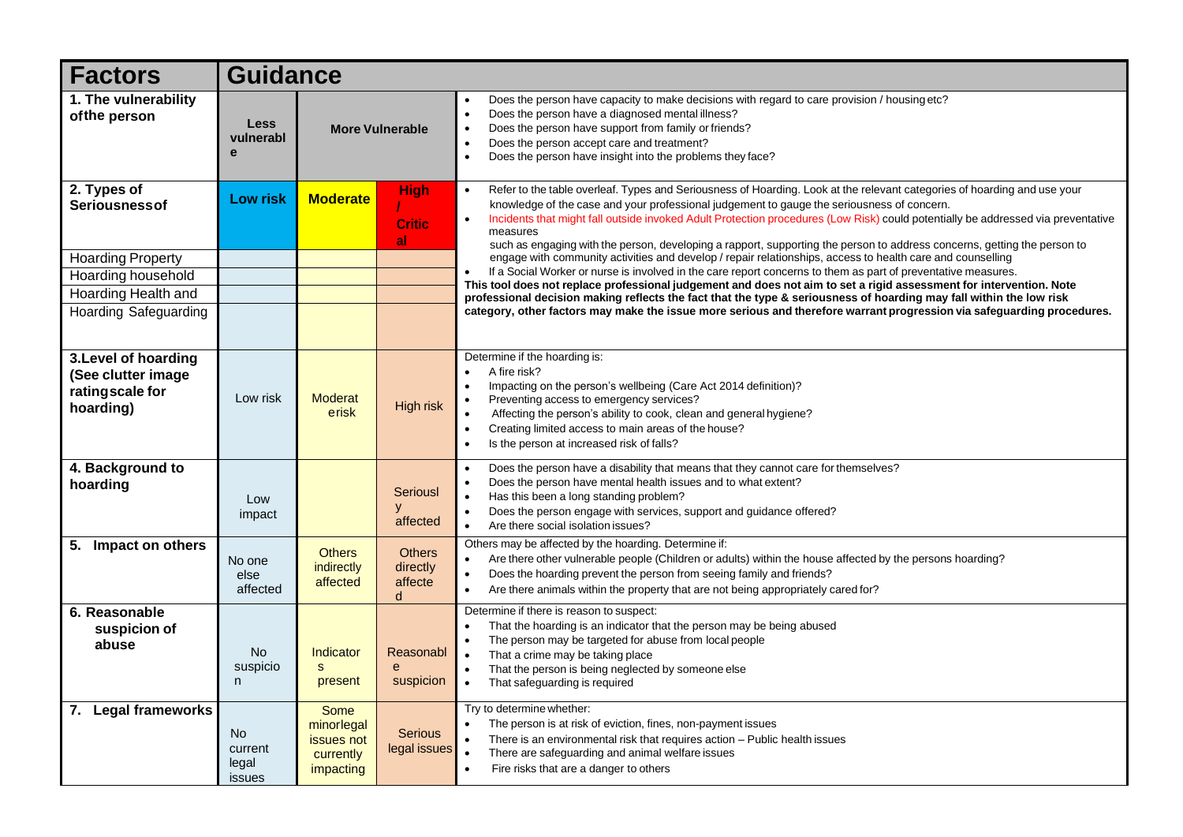| Factors | Guidance | | | |
|---|---|---|---|---|
| **1. The vulnerability of the person** | **Less vulnerable** | **More Vulnerable** | | • Does the person have capacity to make decisions with regard to care provision / housing etc?<br>• Does the person have a diagnosed mental illness?<br>• Does the person have support from family or friends?<br>• Does the person accept care and treatment?<br>• Does the person have insight into the problems they face? |
| **2. Types of Seriousness of** | **Low risk** | **Moderate** | **High / Critical** | • Refer to the table overleaf. Types and Seriousness of Hoarding. Look at the relevant categories of hoarding and use your knowledge of the case and your professional judgement to gauge the seriousness of concern.<br>• Incidents that might fall outside invoked Adult Protection procedures (Low Risk) could potentially be addressed via preventative measures such as engaging with the person, developing a rapport, supporting the person to address concerns, getting the person to engage with community activities and develop / repair relationships, access to health care and counselling<br>• If a Social Worker or nurse is involved in the care report concerns to them as part of preventative measures.<br>**This tool does not replace professional judgement and does not aim to set a rigid assessment for intervention. Note professional decision making reflects the fact that the type & seriousness of hoarding may fall within the low risk category, other factors may make the issue more serious and therefore warrant progression via safeguarding procedures.** |
| Hoarding Property | | | | |
| Hoarding household | | | | |
| Hoarding Health and | | | | |
| Hoarding Safeguarding | | | | |
| **3. Level of hoarding (See clutter image rating scale for hoarding)** | Low risk | Moderate risk | High risk | Determine if the hoarding is:<br>• A fire risk?<br>• Impacting on the person's wellbeing (Care Act 2014 definition)?<br>• Preventing access to emergency services?<br>• Affecting the person's ability to cook, clean and general hygiene?<br>• Creating limited access to main areas of the house?<br>• Is the person at increased risk of falls? |
| **4. Background to hoarding** | Low impact | | Seriously affected | • Does the person have a disability that means that they cannot care for themselves?<br>• Does the person have mental health issues and to what extent?<br>• Has this been a long standing problem?<br>• Does the person engage with services, support and guidance offered?<br>• Are there social isolation issues? |
| **5. Impact on others** | No one else affected | Others indirectly affected | Others directly affected | Others may be affected by the hoarding. Determine if:<br>• Are there other vulnerable people (Children or adults) within the house affected by the persons hoarding?<br>• Does the hoarding prevent the person from seeing family and friends?<br>• Are there animals within the property that are not being appropriately cared for? |
| **6. Reasonable suspicion of abuse** | No suspicion | Indicators present | Reasonable suspicion | Determine if there is reason to suspect:<br>• That the hoarding is an indicator that the person may be being abused<br>• The person may be targeted for abuse from local people<br>• That a crime may be taking place<br>• That the person is being neglected by someone else<br>• That safeguarding is required |
| **7. Legal frameworks** | No current legal issues | Some minor legal issues not currently impacting | Serious legal issues | Try to determine whether:<br>• The person is at risk of eviction, fines, non-payment issues<br>• There is an environmental risk that requires action – Public health issues<br>• There are safeguarding and animal welfare issues<br>• Fire risks that are a danger to others |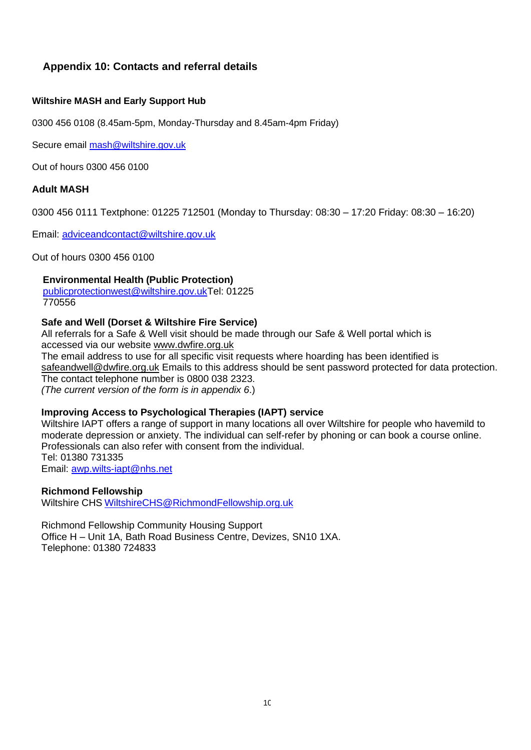## Appendix 10: Contacts and referral details

**Wiltshire MASH and Early Support Hub**

0300 456 0108 (8.45am-5pm, Monday-Thursday and 8.45am-4pm Friday)

Secure email mash@wiltshire.gov.uk

Out of hours 0300 456 0100

**Adult MASH**

0300 456 0111 Textphone: 01225 712501 (Monday to Thursday: 08:30 – 17:20 Friday: 08:30 – 16:20)

Email: adviceandcontact@wiltshire.gov.uk

Out of hours 0300 456 0100

**Environmental Health (Public Protection)**
publicprotectionwest@wiltshire.gov.ukTel: 01225 770556

**Safe and Well (Dorset & Wiltshire Fire Service)**
All referrals for a Safe & Well visit should be made through our Safe & Well portal which is accessed via our website www.dwfire.org.uk
The email address to use for all specific visit requests where hoarding has been identified is safeandwell@dwfire.org.uk Emails to this address should be sent password protected for data protection.
The contact telephone number is 0800 038 2323.
*(The current version of the form is in appendix 6*.)

**Improving Access to Psychological Therapies (IAPT) service**
Wiltshire IAPT offers a range of support in many locations all over Wiltshire for people who havemild to moderate depression or anxiety. The individual can self-refer by phoning or can book a course online. Professionals can also refer with consent from the individual.
Tel: 01380 731335
Email: awp.wilts-iapt@nhs.net

**Richmond Fellowship**
Wiltshire CHS WiltshireCHS@RichmondFellowship.org.uk

Richmond Fellowship Community Housing Support
Office H – Unit 1A, Bath Road Business Centre, Devizes, SN10 1XA.
Telephone: 01380 724833